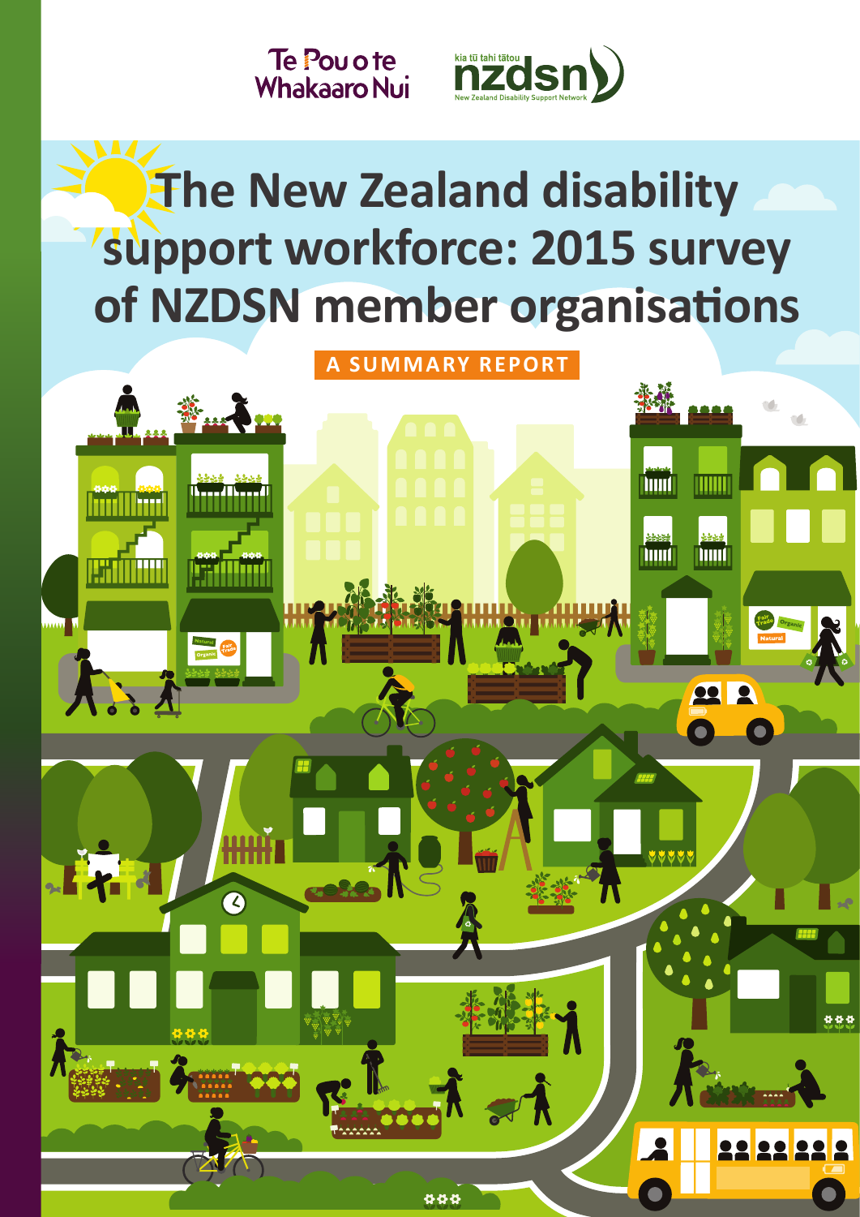Te Pou o te Whakaaro Nui

kia tū tahi tātou
nzdsn
New Zealand Disability Support Network

# The New Zealand disability support workforce: 2015 survey of NZDSN member organisations

## A SUMMARY REPORT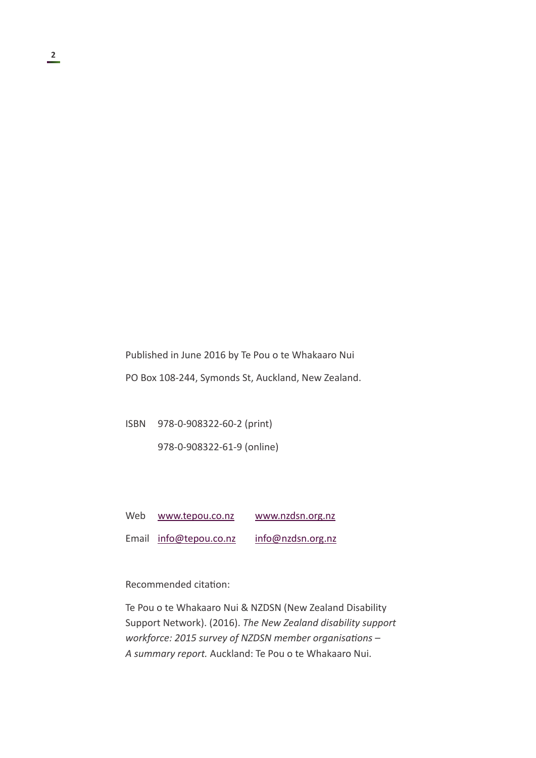Published in June 2016 by Te Pou o te Whakaaro Nui

PO Box 108-244, Symonds St, Auckland, New Zealand.

ISBN 978-0-908322-60-2 (print)

978-0-908322-61-9 (online)

| | | |
|---|---|---|
| Web | www.tepou.co.nz | www.nzdsn.org.nz |
| Email | info@tepou.co.nz | info@nzdsn.org.nz |

Recommended citation:

Te Pou o te Whakaaro Nui & NZDSN (New Zealand Disability Support Network). (2016). *The New Zealand disability support workforce: 2015 survey of NZDSN member organisations – A summary report.* Auckland: Te Pou o te Whakaaro Nui.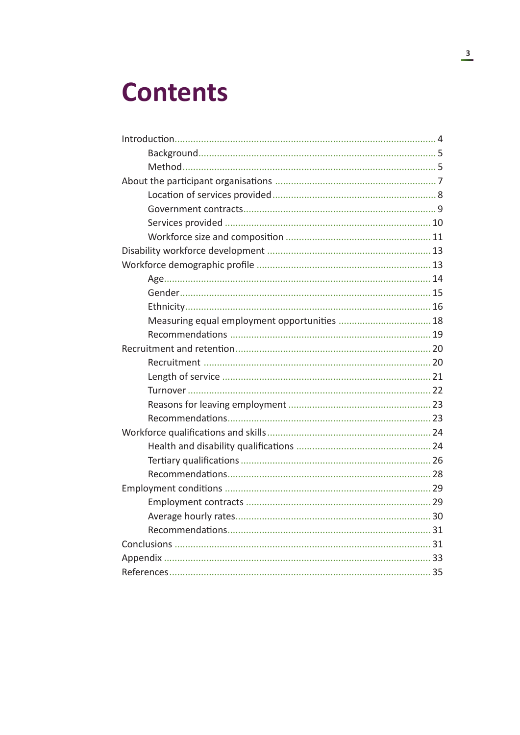# Contents

- Introduction ... 4
  - Background ... 5
  - Method ... 5
- About the participant organisations ... 7
  - Location of services provided ... 8
  - Government contracts ... 9
  - Services provided ... 10
  - Workforce size and composition ... 11
- Disability workforce development ... 13
- Workforce demographic profile ... 13
  - Age ... 14
  - Gender ... 15
  - Ethnicity ... 16
  - Measuring equal employment opportunities ... 18
  - Recommendations ... 19
- Recruitment and retention ... 20
  - Recruitment ... 20
  - Length of service ... 21
  - Turnover ... 22
  - Reasons for leaving employment ... 23
  - Recommendations ... 23
- Workforce qualifications and skills ... 24
  - Health and disability qualifications ... 24
  - Tertiary qualifications ... 26
  - Recommendations ... 28
- Employment conditions ... 29
  - Employment contracts ... 29
  - Average hourly rates ... 30
  - Recommendations ... 31
- Conclusions ... 31
- Appendix ... 33
- References ... 35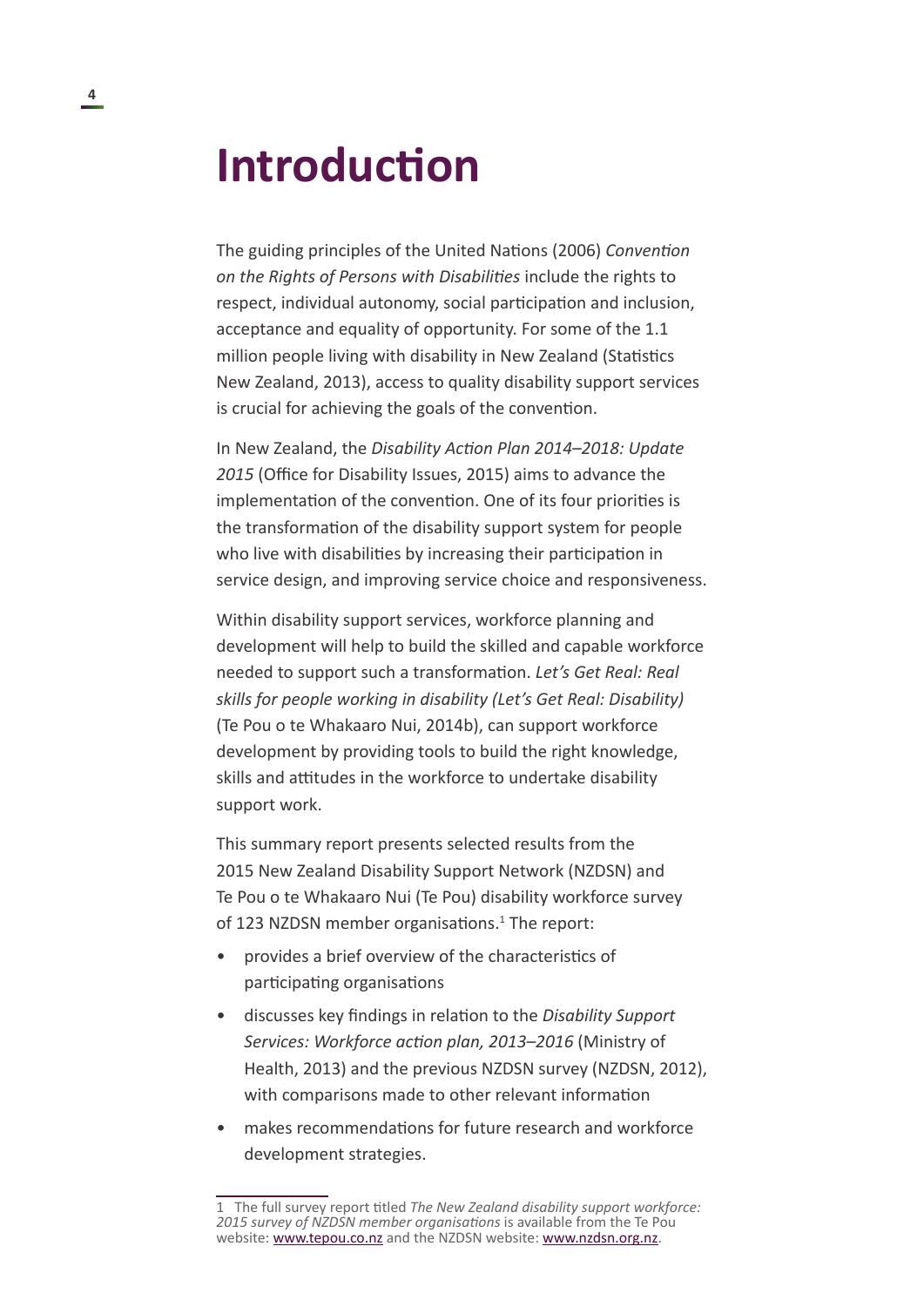# Introduction

The guiding principles of the United Nations (2006) *Convention on the Rights of Persons with Disabilities* include the rights to respect, individual autonomy, social participation and inclusion, acceptance and equality of opportunity. For some of the 1.1 million people living with disability in New Zealand (Statistics New Zealand, 2013), access to quality disability support services is crucial for achieving the goals of the convention.

In New Zealand, the *Disability Action Plan 2014–2018: Update 2015* (Office for Disability Issues, 2015) aims to advance the implementation of the convention. One of its four priorities is the transformation of the disability support system for people who live with disabilities by increasing their participation in service design, and improving service choice and responsiveness.

Within disability support services, workforce planning and development will help to build the skilled and capable workforce needed to support such a transformation. *Let's Get Real: Real skills for people working in disability (Let's Get Real: Disability)* (Te Pou o te Whakaaro Nui, 2014b), can support workforce development by providing tools to build the right knowledge, skills and attitudes in the workforce to undertake disability support work.

This summary report presents selected results from the 2015 New Zealand Disability Support Network (NZDSN) and Te Pou o te Whakaaro Nui (Te Pou) disability workforce survey of 123 NZDSN member organisations.[1] The report:

- provides a brief overview of the characteristics of participating organisations
- discusses key findings in relation to the *Disability Support Services: Workforce action plan, 2013–2016* (Ministry of Health, 2013) and the previous NZDSN survey (NZDSN, 2012), with comparisons made to other relevant information
- makes recommendations for future research and workforce development strategies.

---

1 The full survey report titled *The New Zealand disability support workforce: 2015 survey of NZDSN member organisations* is available from the Te Pou website: www.tepou.co.nz and the NZDSN website: www.nzdsn.org.nz.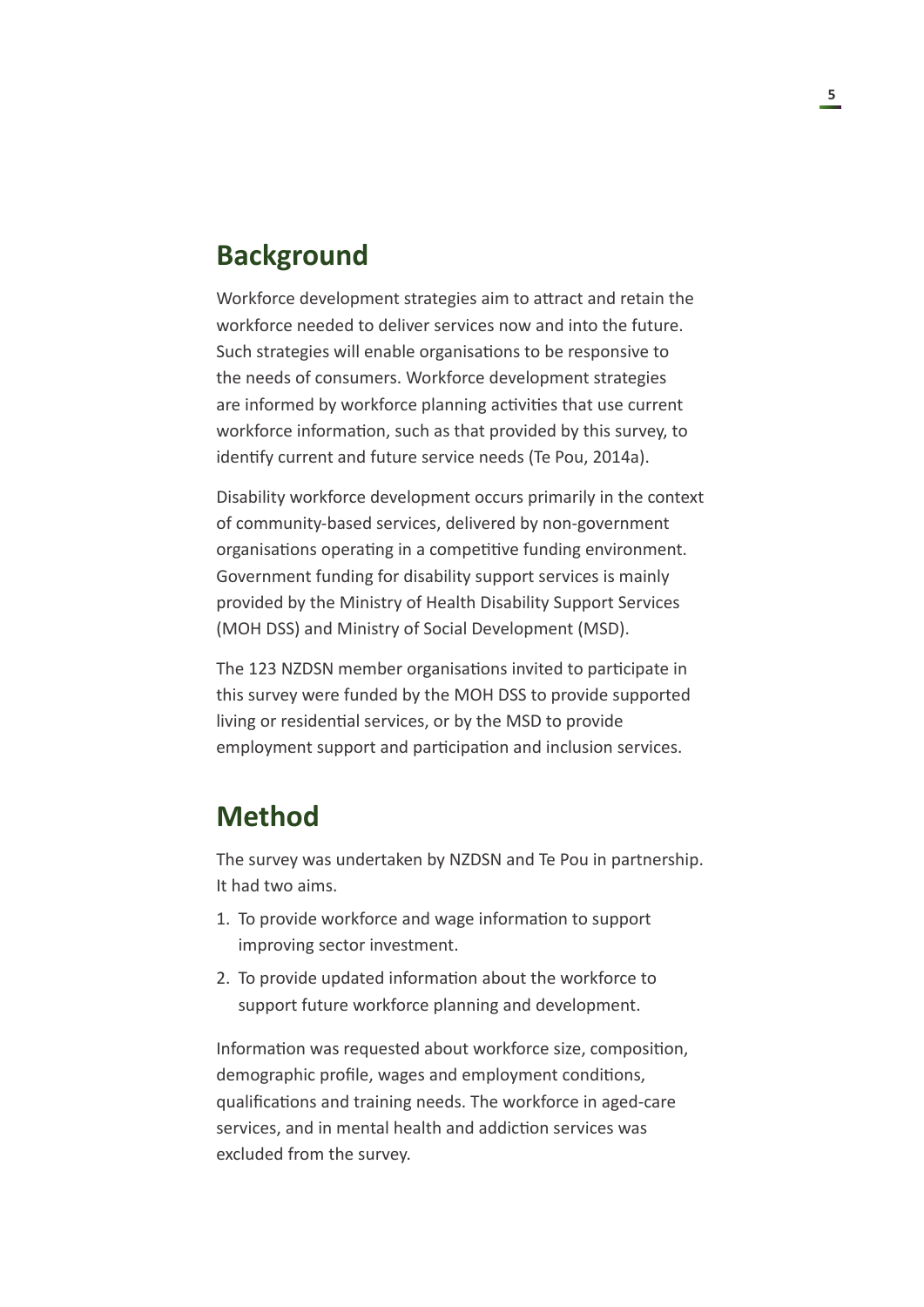## Background

Workforce development strategies aim to attract and retain the workforce needed to deliver services now and into the future. Such strategies will enable organisations to be responsive to the needs of consumers. Workforce development strategies are informed by workforce planning activities that use current workforce information, such as that provided by this survey, to identify current and future service needs (Te Pou, 2014a).

Disability workforce development occurs primarily in the context of community-based services, delivered by non-government organisations operating in a competitive funding environment. Government funding for disability support services is mainly provided by the Ministry of Health Disability Support Services (MOH DSS) and Ministry of Social Development (MSD).

The 123 NZDSN member organisations invited to participate in this survey were funded by the MOH DSS to provide supported living or residential services, or by the MSD to provide employment support and participation and inclusion services.

## Method

The survey was undertaken by NZDSN and Te Pou in partnership. It had two aims.

1. To provide workforce and wage information to support improving sector investment.
2. To provide updated information about the workforce to support future workforce planning and development.

Information was requested about workforce size, composition, demographic profile, wages and employment conditions, qualifications and training needs. The workforce in aged-care services, and in mental health and addiction services was excluded from the survey.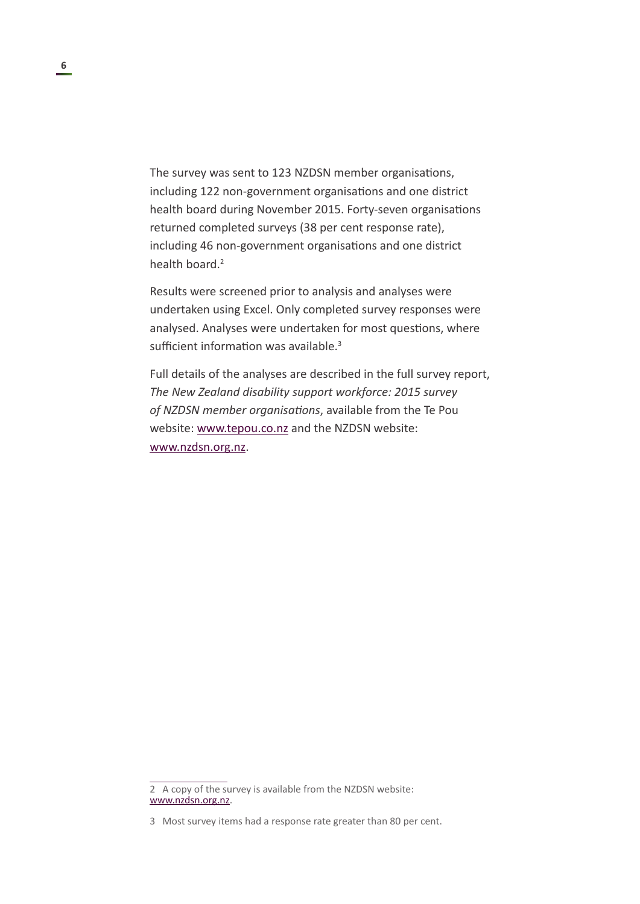The survey was sent to 123 NZDSN member organisations, including 122 non-government organisations and one district health board during November 2015. Forty-seven organisations returned completed surveys (38 per cent response rate), including 46 non-government organisations and one district health board.[2]

Results were screened prior to analysis and analyses were undertaken using Excel. Only completed survey responses were analysed. Analyses were undertaken for most questions, where sufficient information was available.[3]

Full details of the analyses are described in the full survey report, *The New Zealand disability support workforce: 2015 survey of NZDSN member organisations*, available from the Te Pou website: www.tepou.co.nz and the NZDSN website: www.nzdsn.org.nz.

---

2 A copy of the survey is available from the NZDSN website: www.nzdsn.org.nz.

3 Most survey items had a response rate greater than 80 per cent.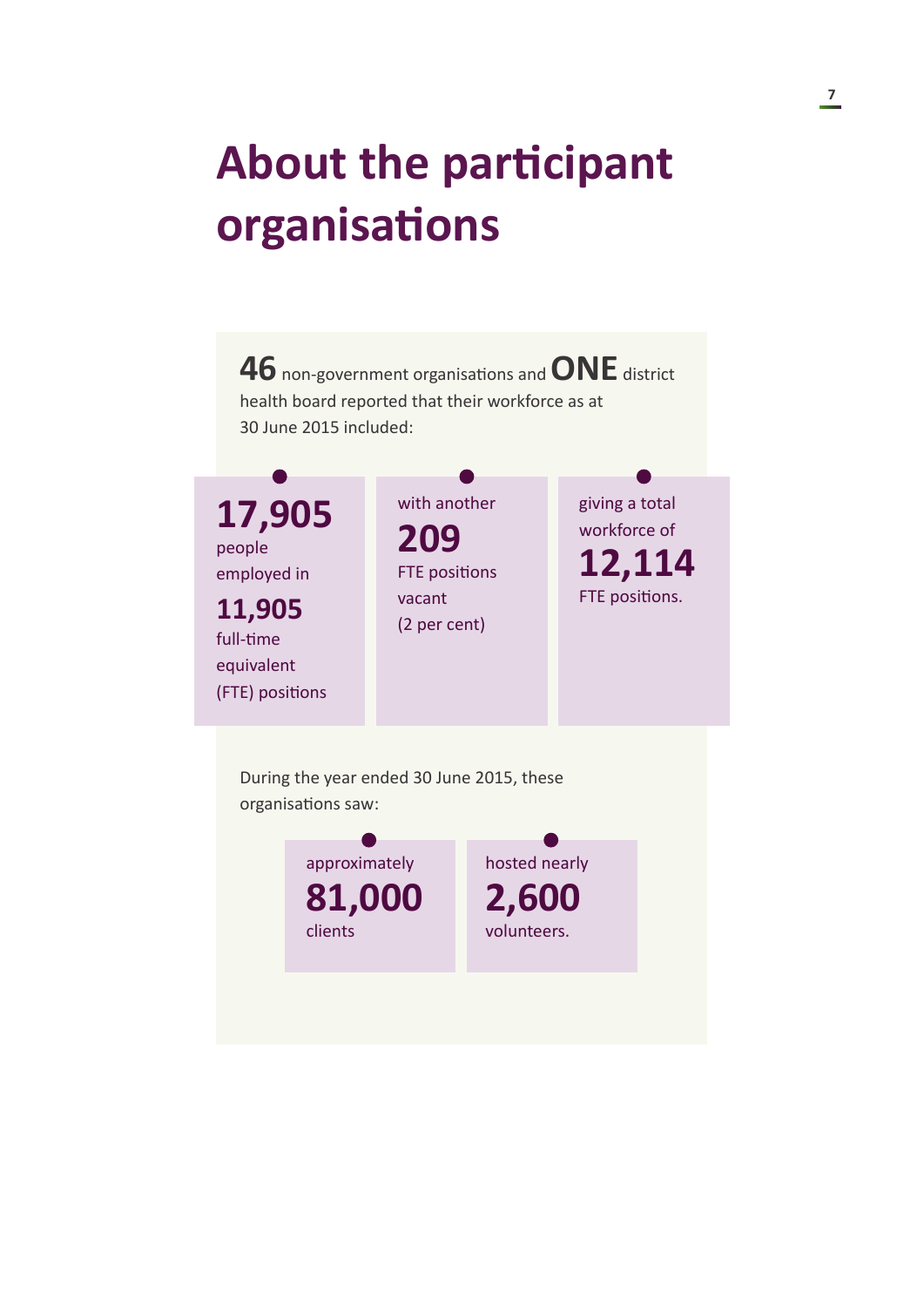# About the participant organisations

**46** non-government organisations and **ONE** district health board reported that their workforce as at 30 June 2015 included:

- **17,905** people employed in **11,905** full-time equivalent (FTE) positions
- with another **209** FTE positions vacant (2 per cent)
- giving a total workforce of **12,114** FTE positions.

During the year ended 30 June 2015, these organisations saw:

- approximately **81,000** clients
- hosted nearly **2,600** volunteers.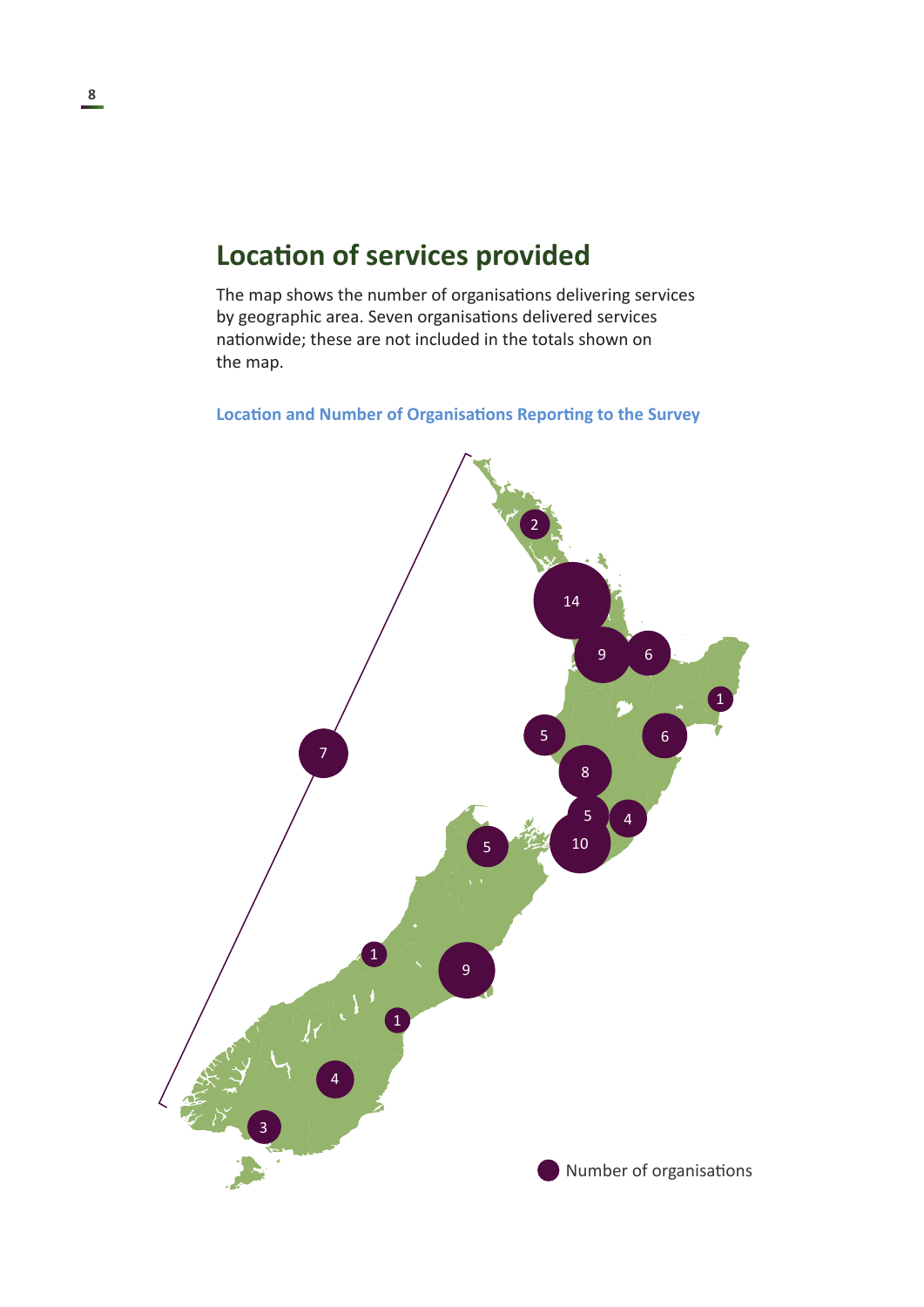## Location of services provided

The map shows the number of organisations delivering services by geographic area. Seven organisations delivered services nationwide; these are not included in the totals shown on the map.

**Location and Number of Organisations Reporting to the Survey**

Number of organisations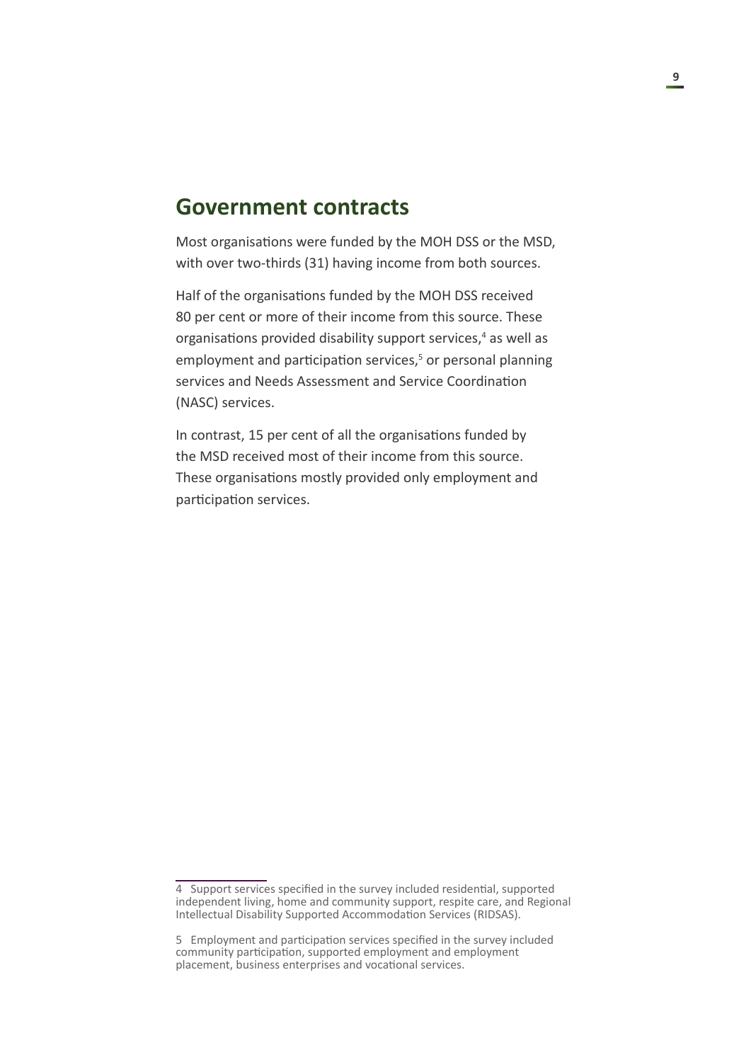## Government contracts

Most organisations were funded by the MOH DSS or the MSD, with over two-thirds (31) having income from both sources.

Half of the organisations funded by the MOH DSS received 80 per cent or more of their income from this source. These organisations provided disability support services,[4] as well as employment and participation services,[5] or personal planning services and Needs Assessment and Service Coordination (NASC) services.

In contrast, 15 per cent of all the organisations funded by the MSD received most of their income from this source. These organisations mostly provided only employment and participation services.

---

4 Support services specified in the survey included residential, supported independent living, home and community support, respite care, and Regional Intellectual Disability Supported Accommodation Services (RIDSAS).

5 Employment and participation services specified in the survey included community participation, supported employment and employment placement, business enterprises and vocational services.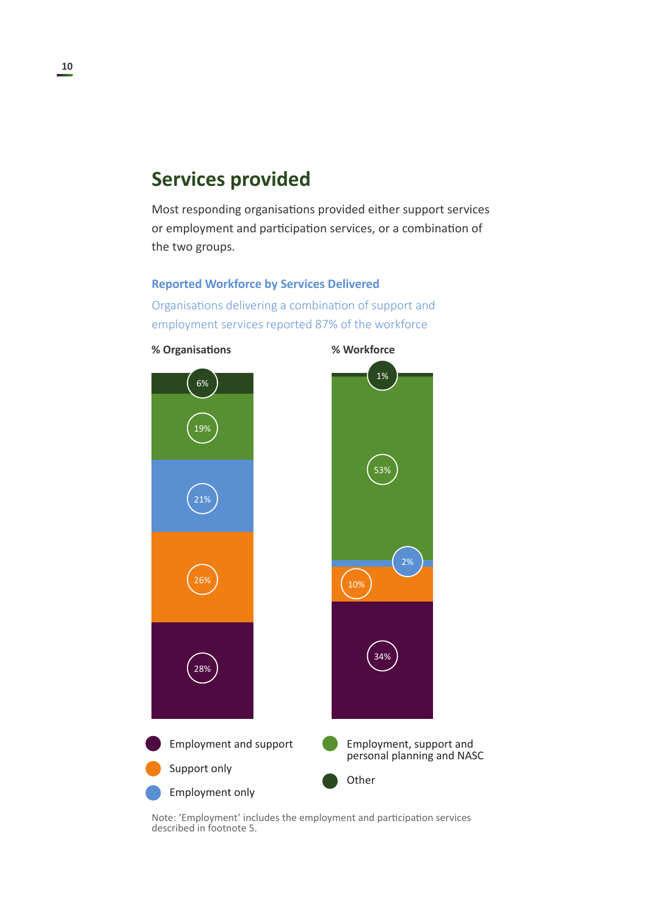## Services provided

Most responding organisations provided either support services or employment and participation services, or a combination of the two groups.

### Reported Workforce by Services Delivered

Organisations delivering a combination of support and employment services reported 87% of the workforce

| Service | % Organisations | % Workforce |
|---|---|---|
| Other | 6% | 1% |
| Employment, support and personal planning and NASC | 19% | 53% |
| Employment only | 21% | 2% |
| Support only | 26% | 10% |
| Employment and support | 28% | 34% |

Note: 'Employment' includes the employment and participation services described in footnote 5.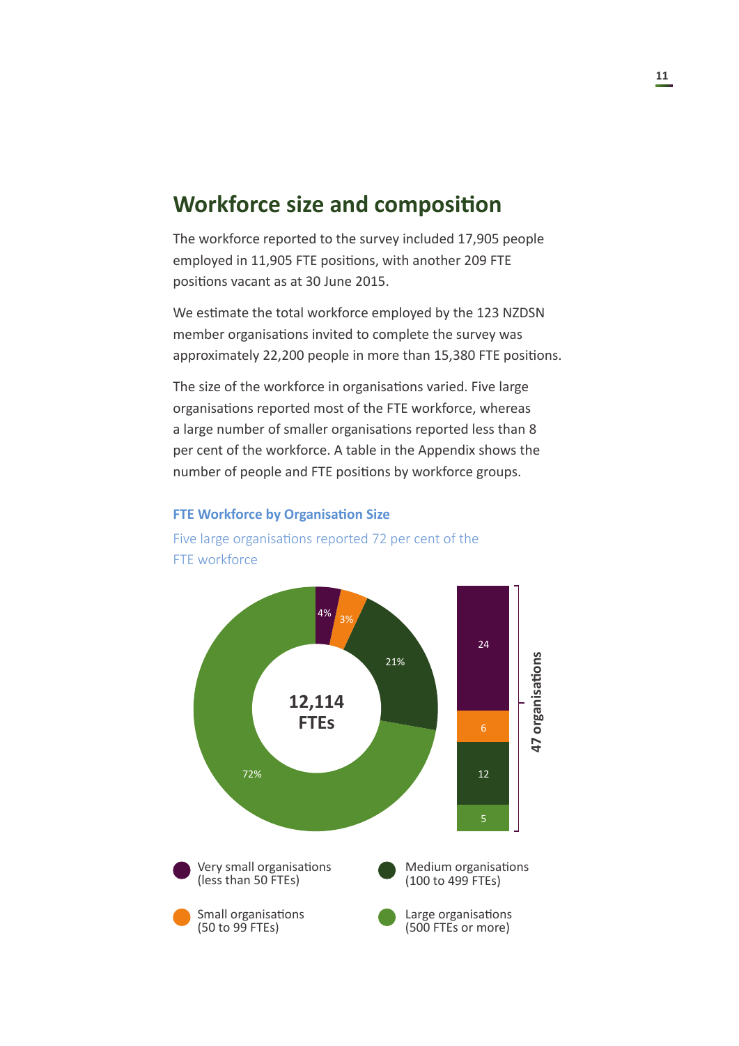## Workforce size and composition

The workforce reported to the survey included 17,905 people employed in 11,905 FTE positions, with another 209 FTE positions vacant as at 30 June 2015.

We estimate the total workforce employed by the 123 NZDSN member organisations invited to complete the survey was approximately 22,200 people in more than 15,380 FTE positions.

The size of the workforce in organisations varied. Five large organisations reported most of the FTE workforce, whereas a large number of smaller organisations reported less than 8 per cent of the workforce. A table in the Appendix shows the number of people and FTE positions by workforce groups.

**FTE Workforce by Organisation Size**

Five large organisations reported 72 per cent of the FTE workforce

12,114 FTEs

| Organisation size | % of FTEs | Number of organisations |
|---|---|---|
| Very small organisations (less than 50 FTEs) | 4% | 24 |
| Small organisations (50 to 99 FTEs) | 3% | 6 |
| Medium organisations (100 to 499 FTEs) | 21% | 12 |
| Large organisations (500 FTEs or more) | 72% | 5 |

47 organisations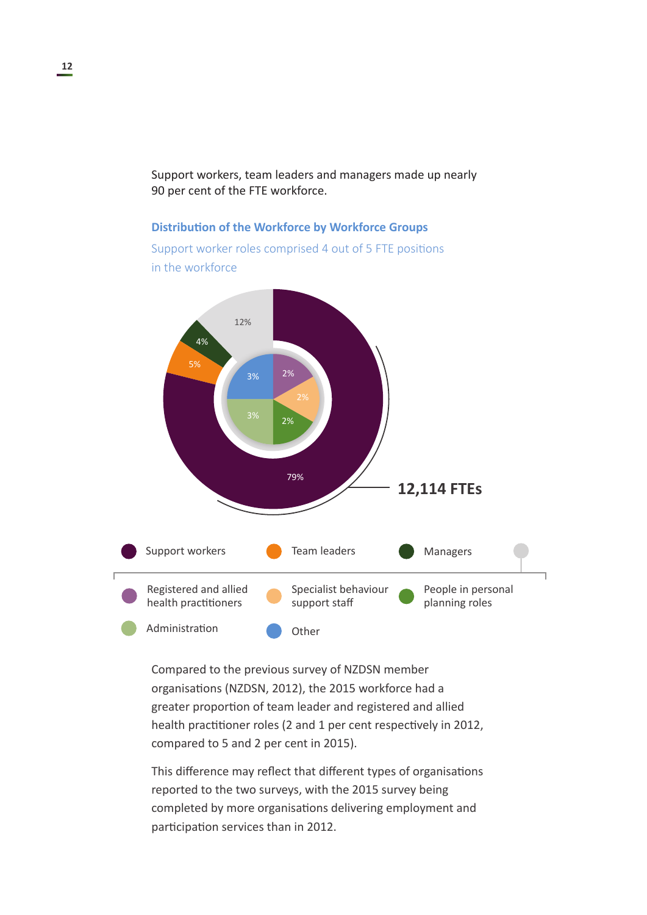Support workers, team leaders and managers made up nearly 90 per cent of the FTE workforce.

### Distribution of the Workforce by Workforce Groups

Support worker roles comprised 4 out of 5 FTE positions in the workforce

12%

4%

5%

3%

2%

2%

3%

2%

79%

**12,114 FTEs**

Support workers | Team leaders | Managers

Registered and allied health practitioners | Specialist behaviour support staff | People in personal planning roles

Administration | Other

Compared to the previous survey of NZDSN member organisations (NZDSN, 2012), the 2015 workforce had a greater proportion of team leader and registered and allied health practitioner roles (2 and 1 per cent respectively in 2012, compared to 5 and 2 per cent in 2015).

This difference may reflect that different types of organisations reported to the two surveys, with the 2015 survey being completed by more organisations delivering employment and participation services than in 2012.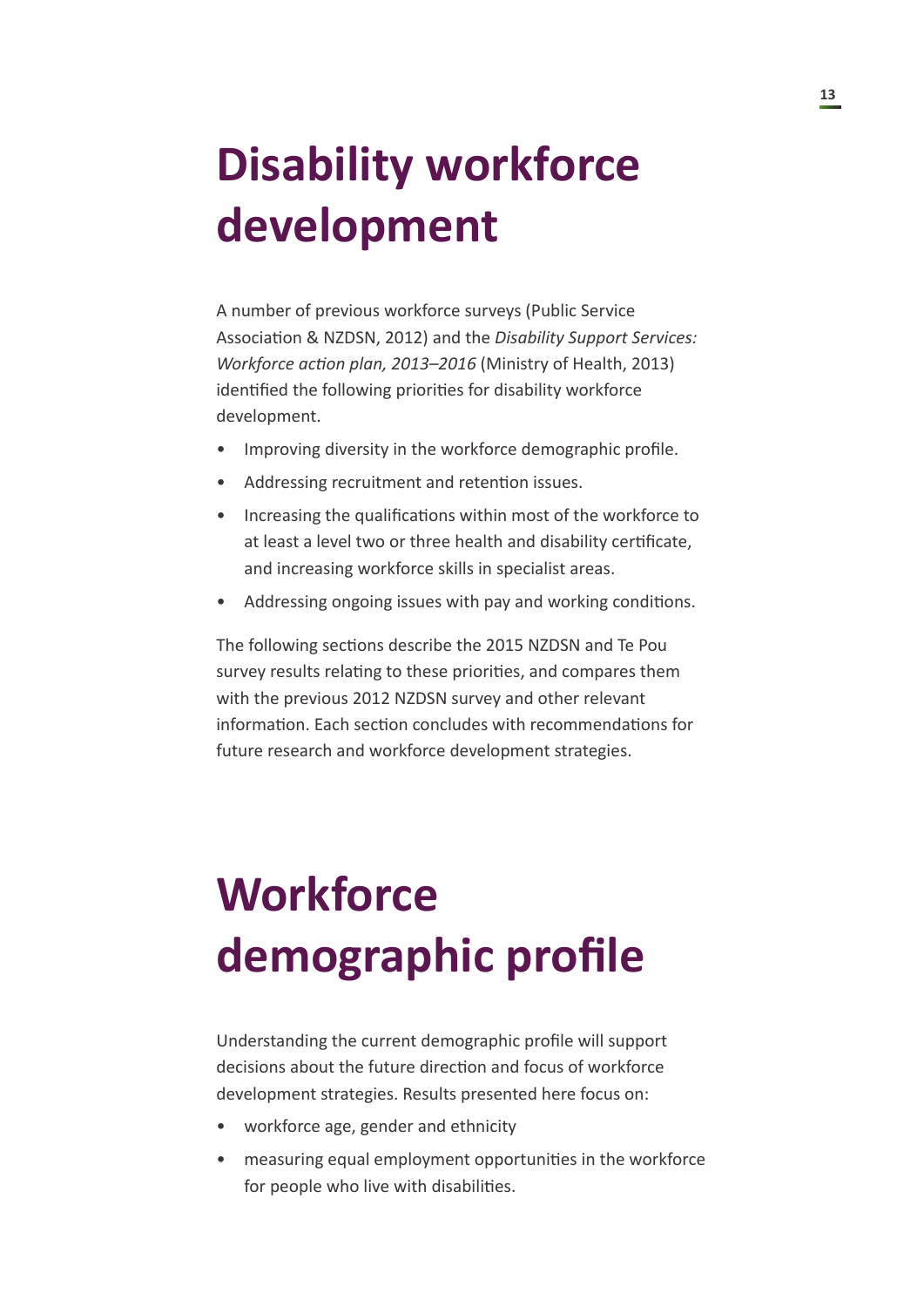# Disability workforce development

A number of previous workforce surveys (Public Service Association & NZDSN, 2012) and the *Disability Support Services: Workforce action plan, 2013–2016* (Ministry of Health, 2013) identified the following priorities for disability workforce development.

- Improving diversity in the workforce demographic profile.
- Addressing recruitment and retention issues.
- Increasing the qualifications within most of the workforce to at least a level two or three health and disability certificate, and increasing workforce skills in specialist areas.
- Addressing ongoing issues with pay and working conditions.

The following sections describe the 2015 NZDSN and Te Pou survey results relating to these priorities, and compares them with the previous 2012 NZDSN survey and other relevant information. Each section concludes with recommendations for future research and workforce development strategies.

# Workforce demographic profile

Understanding the current demographic profile will support decisions about the future direction and focus of workforce development strategies. Results presented here focus on:

- workforce age, gender and ethnicity
- measuring equal employment opportunities in the workforce for people who live with disabilities.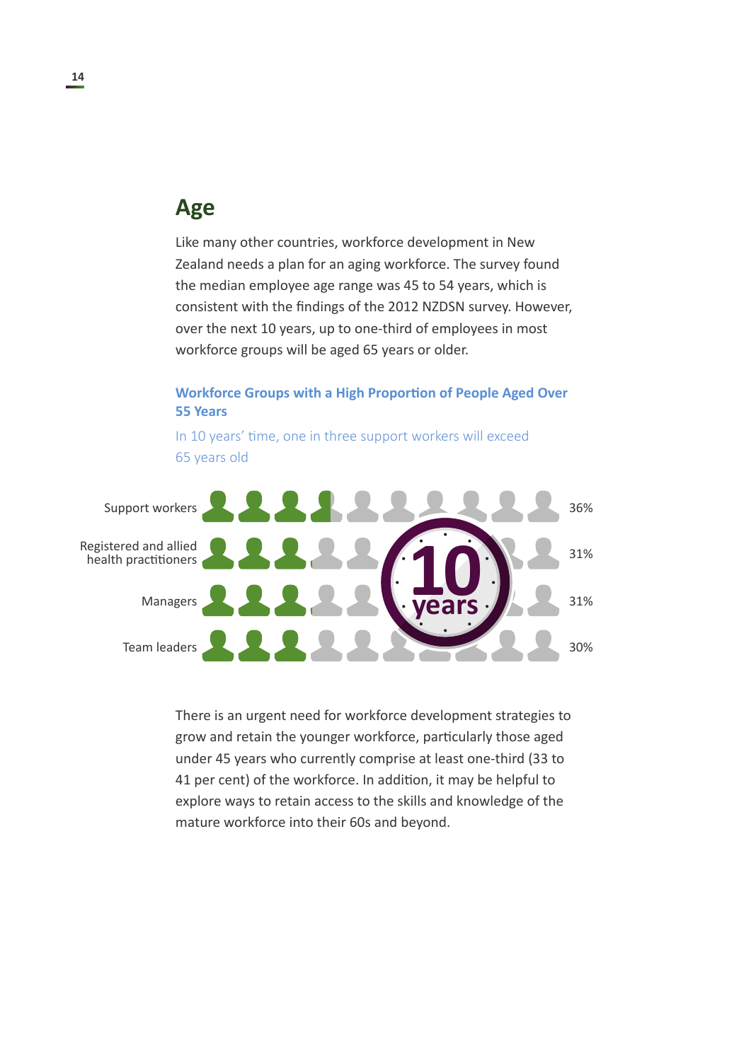## Age

Like many other countries, workforce development in New Zealand needs a plan for an aging workforce. The survey found the median employee age range was 45 to 54 years, which is consistent with the findings of the 2012 NZDSN survey. However, over the next 10 years, up to one-third of employees in most workforce groups will be aged 65 years or older.

### Workforce Groups with a High Proportion of People Aged Over 55 Years

In 10 years' time, one in three support workers will exceed 65 years old

| Workforce group | Percentage |
|---|---|
| Support workers | 36% |
| Registered and allied health practitioners | 31% |
| Managers | 31% |
| Team leaders | 30% |

10 years

There is an urgent need for workforce development strategies to grow and retain the younger workforce, particularly those aged under 45 years who currently comprise at least one-third (33 to 41 per cent) of the workforce. In addition, it may be helpful to explore ways to retain access to the skills and knowledge of the mature workforce into their 60s and beyond.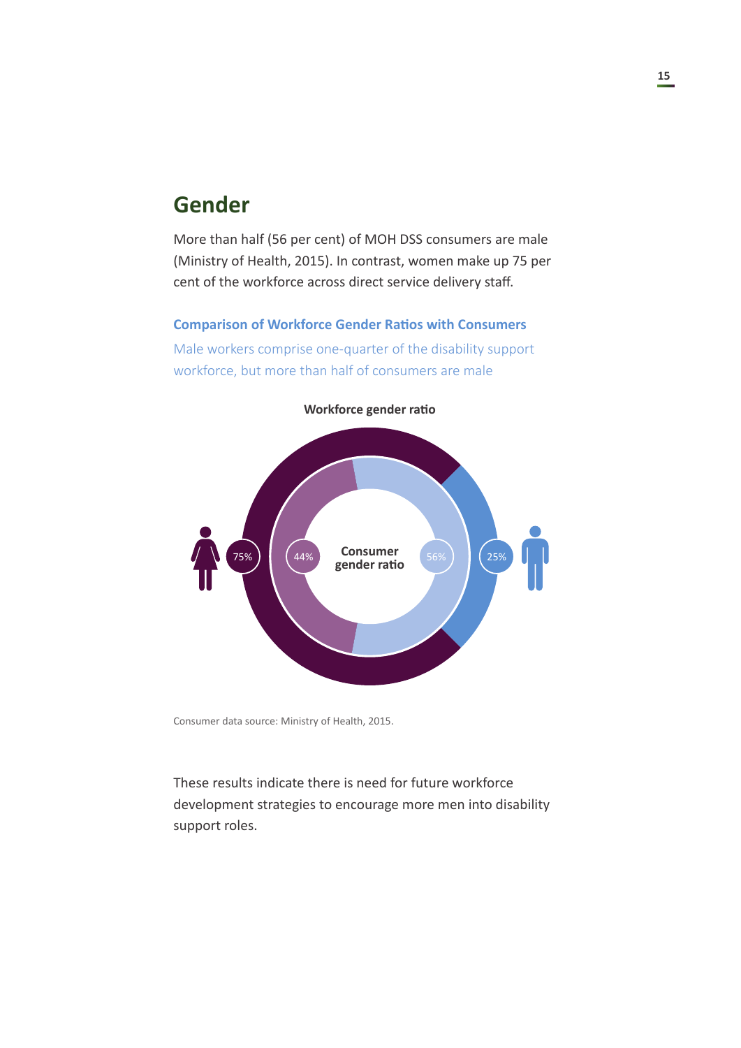## Gender

More than half (56 per cent) of MOH DSS consumers are male (Ministry of Health, 2015). In contrast, women make up 75 per cent of the workforce across direct service delivery staff.

### Comparison of Workforce Gender Ratios with Consumers

Male workers comprise one-quarter of the disability support workforce, but more than half of consumers are male

**Workforce gender ratio**

| | Female | Male |
|---|---|---|
| Workforce gender ratio | 75% | 25% |
| Consumer gender ratio | 44% | 56% |

Consumer data source: Ministry of Health, 2015.

These results indicate there is need for future workforce development strategies to encourage more men into disability support roles.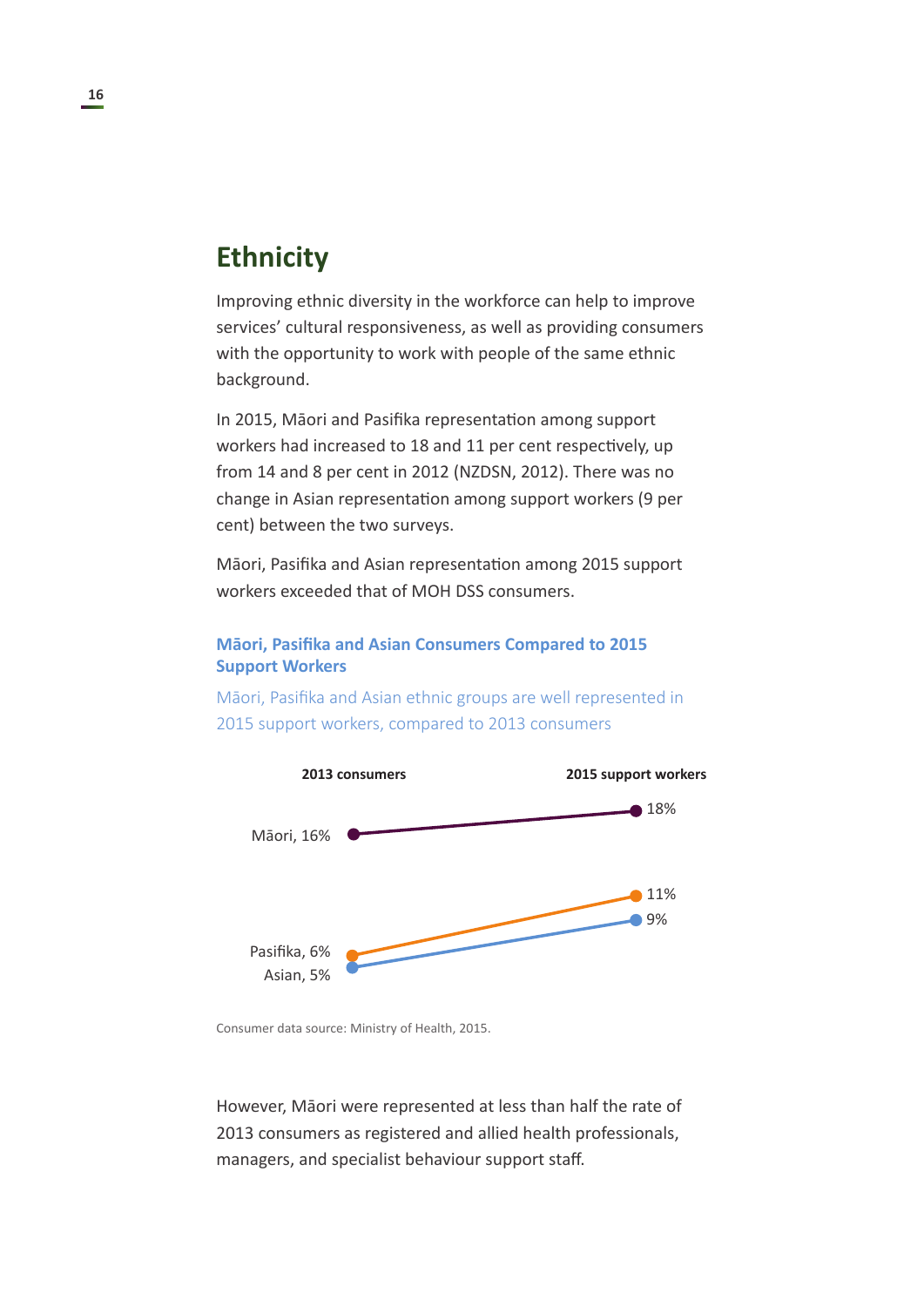## Ethnicity

Improving ethnic diversity in the workforce can help to improve services' cultural responsiveness, as well as providing consumers with the opportunity to work with people of the same ethnic background.

In 2015, Māori and Pasifika representation among support workers had increased to 18 and 11 per cent respectively, up from 14 and 8 per cent in 2012 (NZDSN, 2012). There was no change in Asian representation among support workers (9 per cent) between the two surveys.

Māori, Pasifika and Asian representation among 2015 support workers exceeded that of MOH DSS consumers.

### Māori, Pasifika and Asian Consumers Compared to 2015 Support Workers

Māori, Pasifika and Asian ethnic groups are well represented in 2015 support workers, compared to 2013 consumers

| | 2013 consumers | 2015 support workers |
|---|---|---|
| Māori | 16% | 18% |
| Pasifika | 6% | 11% |
| Asian | 5% | 9% |

Consumer data source: Ministry of Health, 2015.

However, Māori were represented at less than half the rate of 2013 consumers as registered and allied health professionals, managers, and specialist behaviour support staff.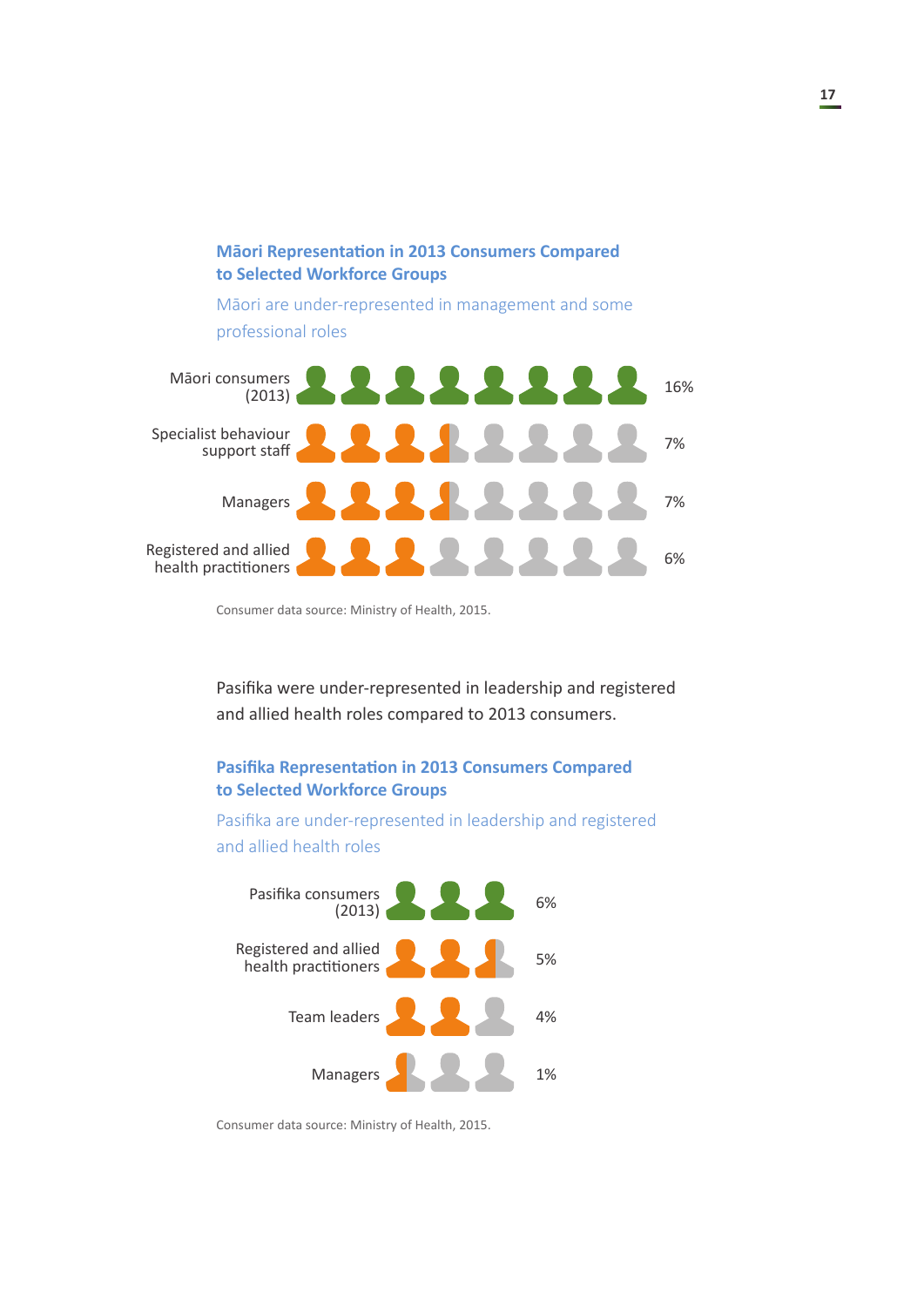### Māori Representation in 2013 Consumers Compared to Selected Workforce Groups

Māori are under-represented in management and some professional roles

| Group | Percentage |
|---|---|
| Māori consumers (2013) | 16% |
| Specialist behaviour support staff | 7% |
| Managers | 7% |
| Registered and allied health practitioners | 6% |

Consumer data source: Ministry of Health, 2015.

Pasifika were under-represented in leadership and registered and allied health roles compared to 2013 consumers.

### Pasifika Representation in 2013 Consumers Compared to Selected Workforce Groups

Pasifika are under-represented in leadership and registered and allied health roles

| Group | Percentage |
|---|---|
| Pasifika consumers (2013) | 6% |
| Registered and allied health practitioners | 5% |
| Team leaders | 4% |
| Managers | 1% |

Consumer data source: Ministry of Health, 2015.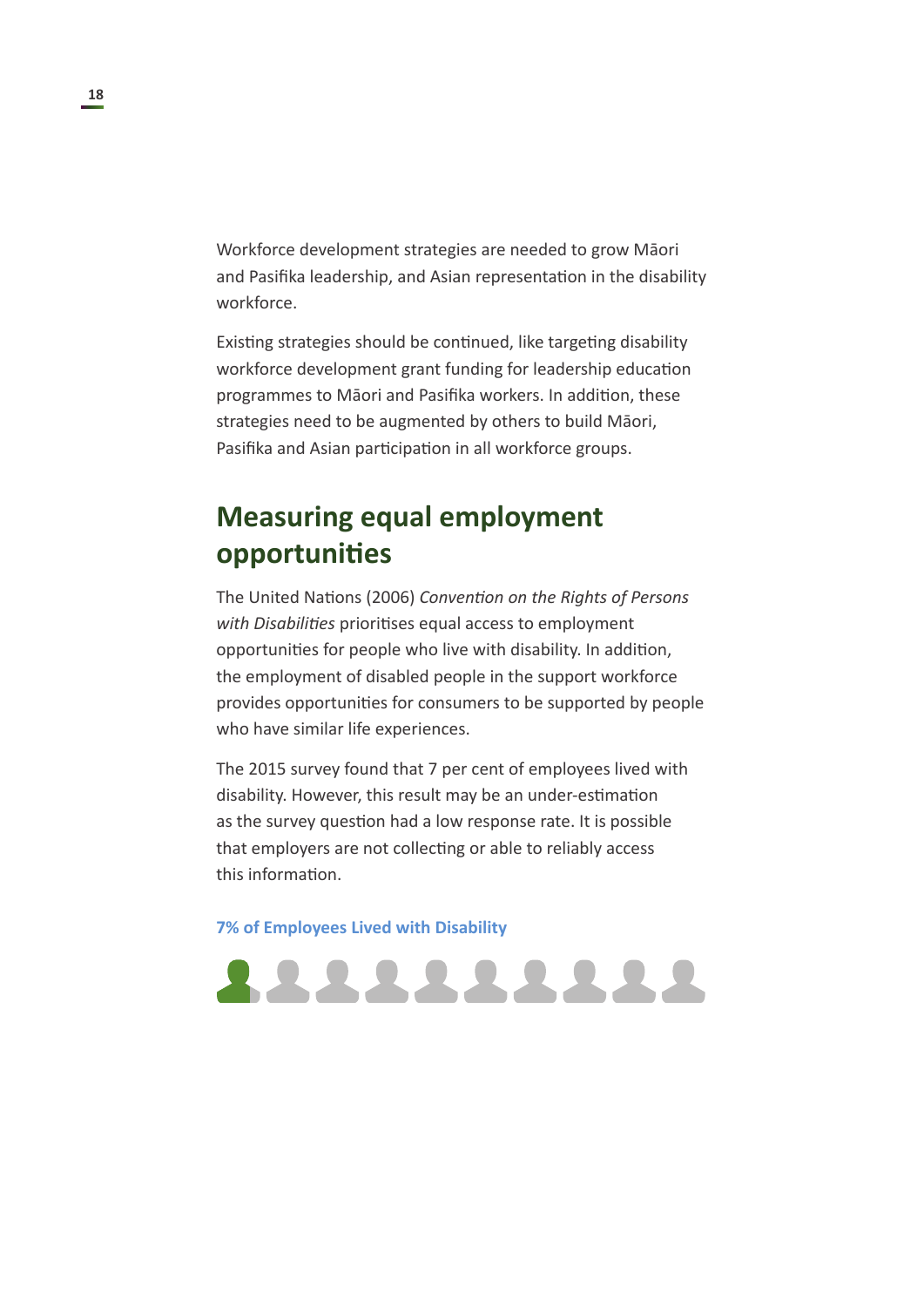Workforce development strategies are needed to grow Māori and Pasifika leadership, and Asian representation in the disability workforce.

Existing strategies should be continued, like targeting disability workforce development grant funding for leadership education programmes to Māori and Pasifika workers. In addition, these strategies need to be augmented by others to build Māori, Pasifika and Asian participation in all workforce groups.

## Measuring equal employment opportunities

The United Nations (2006) *Convention on the Rights of Persons with Disabilities* prioritises equal access to employment opportunities for people who live with disability. In addition, the employment of disabled people in the support workforce provides opportunities for consumers to be supported by people who have similar life experiences.

The 2015 survey found that 7 per cent of employees lived with disability. However, this result may be an under-estimation as the survey question had a low response rate. It is possible that employers are not collecting or able to reliably access this information.

**7% of Employees Lived with Disability**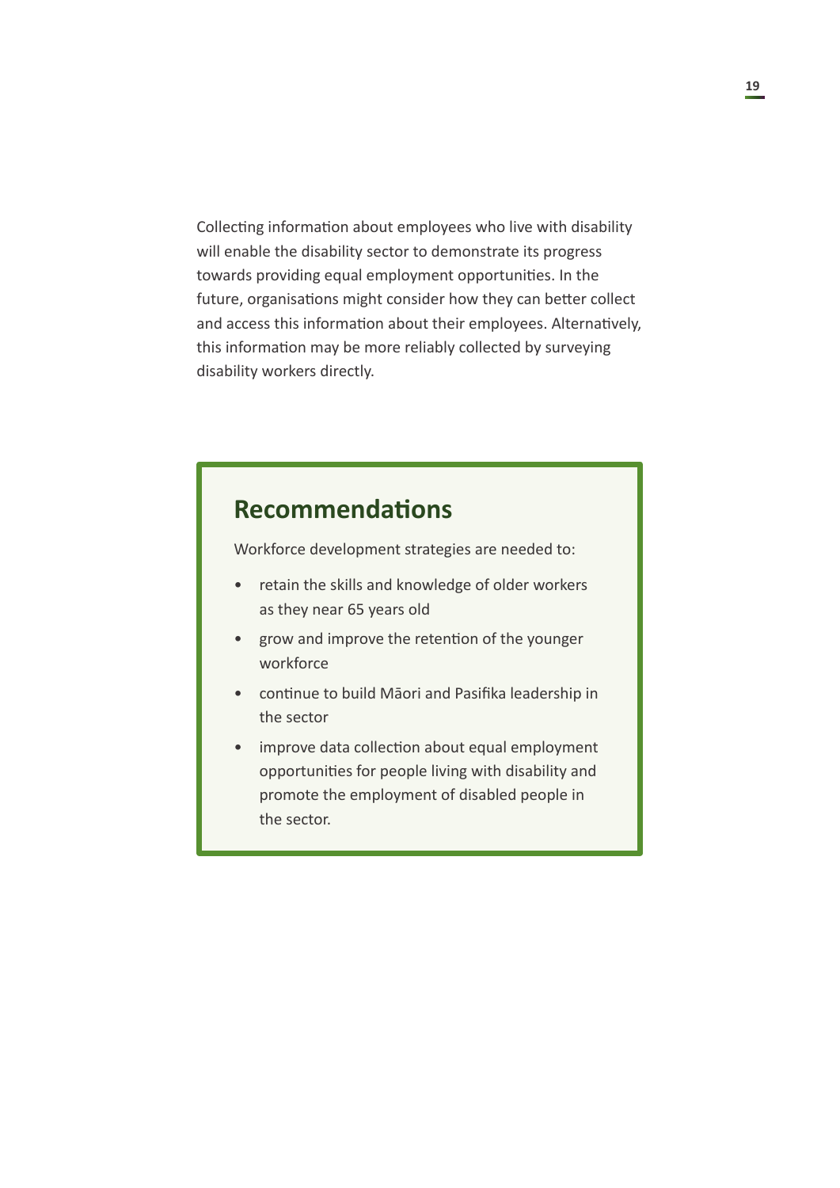Collecting information about employees who live with disability will enable the disability sector to demonstrate its progress towards providing equal employment opportunities. In the future, organisations might consider how they can better collect and access this information about their employees. Alternatively, this information may be more reliably collected by surveying disability workers directly.

## Recommendations

Workforce development strategies are needed to:

- retain the skills and knowledge of older workers as they near 65 years old
- grow and improve the retention of the younger workforce
- continue to build Māori and Pasifika leadership in the sector
- improve data collection about equal employment opportunities for people living with disability and promote the employment of disabled people in the sector.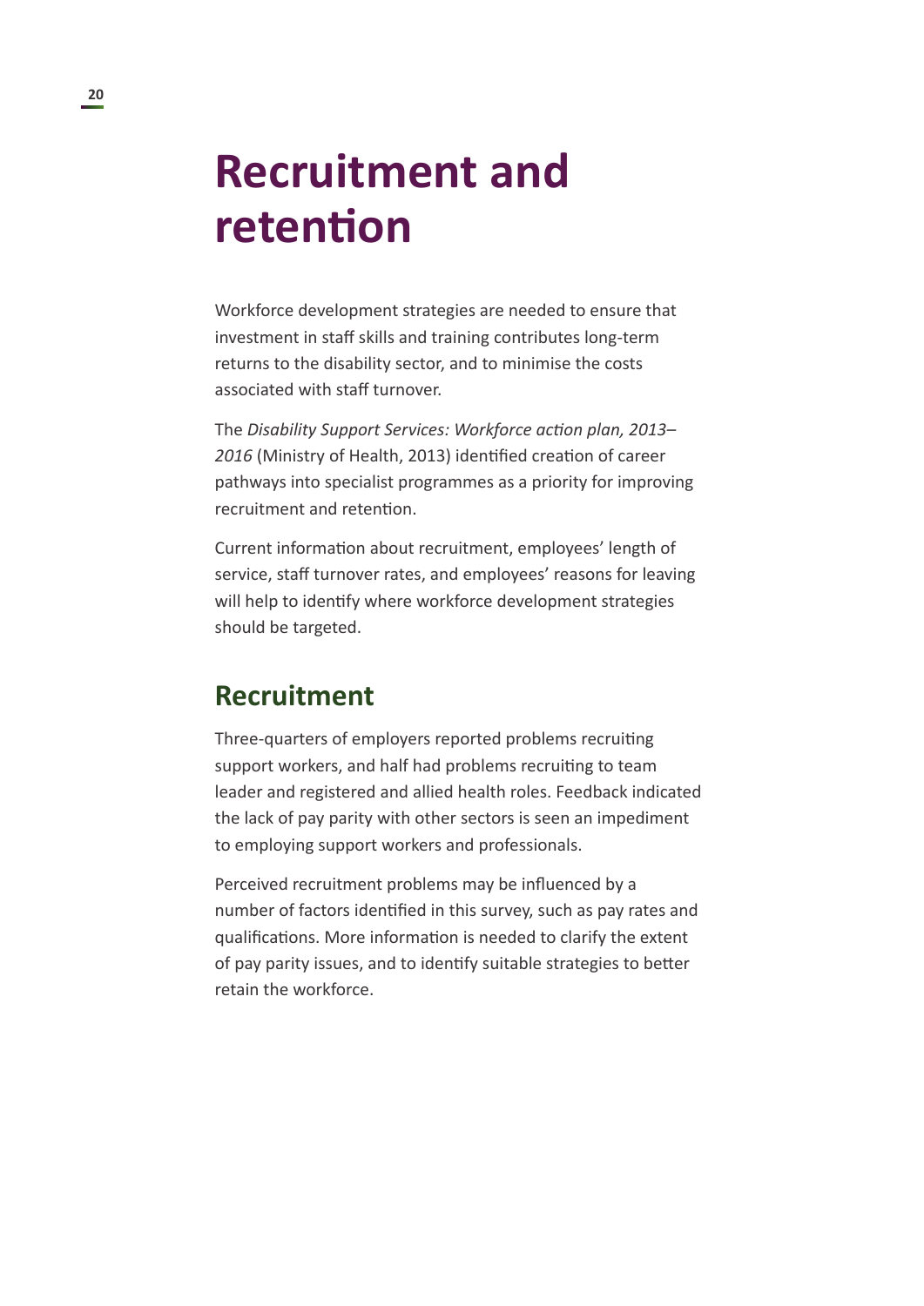# Recruitment and retention

Workforce development strategies are needed to ensure that investment in staff skills and training contributes long-term returns to the disability sector, and to minimise the costs associated with staff turnover.

The *Disability Support Services: Workforce action plan, 2013–2016* (Ministry of Health, 2013) identified creation of career pathways into specialist programmes as a priority for improving recruitment and retention.

Current information about recruitment, employees' length of service, staff turnover rates, and employees' reasons for leaving will help to identify where workforce development strategies should be targeted.

## Recruitment

Three-quarters of employers reported problems recruiting support workers, and half had problems recruiting to team leader and registered and allied health roles. Feedback indicated the lack of pay parity with other sectors is seen an impediment to employing support workers and professionals.

Perceived recruitment problems may be influenced by a number of factors identified in this survey, such as pay rates and qualifications. More information is needed to clarify the extent of pay parity issues, and to identify suitable strategies to better retain the workforce.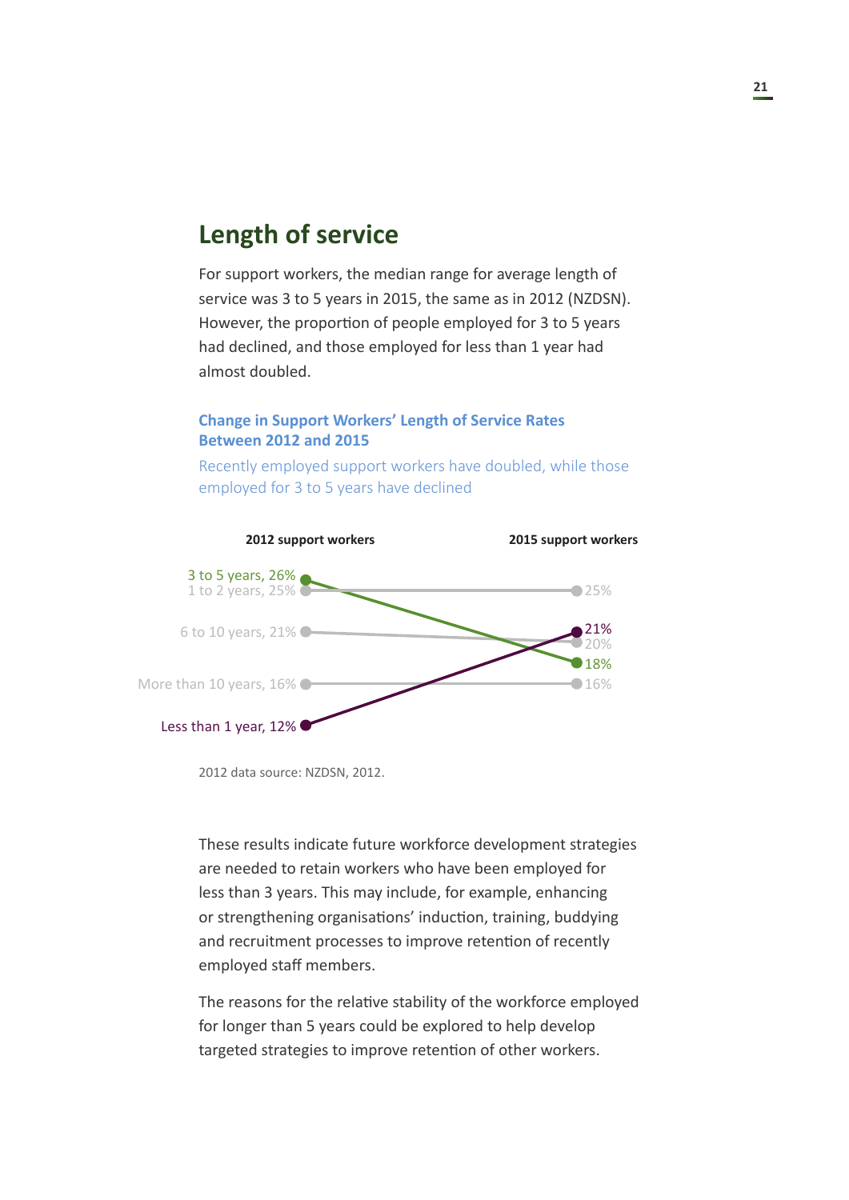## Length of service

For support workers, the median range for average length of service was 3 to 5 years in 2015, the same as in 2012 (NZDSN). However, the proportion of people employed for 3 to 5 years had declined, and those employed for less than 1 year had almost doubled.

**Change in Support Workers' Length of Service Rates Between 2012 and 2015**

Recently employed support workers have doubled, while those employed for 3 to 5 years have declined

| Length of service | 2012 support workers | 2015 support workers |
|---|---|---|
| 3 to 5 years | 26% | 18% |
| 1 to 2 years | 25% | 25% |
| 6 to 10 years | 21% | 20% |
| More than 10 years | 16% | 16% |
| Less than 1 year | 12% | 21% |

2012 data source: NZDSN, 2012.

These results indicate future workforce development strategies are needed to retain workers who have been employed for less than 3 years. This may include, for example, enhancing or strengthening organisations' induction, training, buddying and recruitment processes to improve retention of recently employed staff members.

The reasons for the relative stability of the workforce employed for longer than 5 years could be explored to help develop targeted strategies to improve retention of other workers.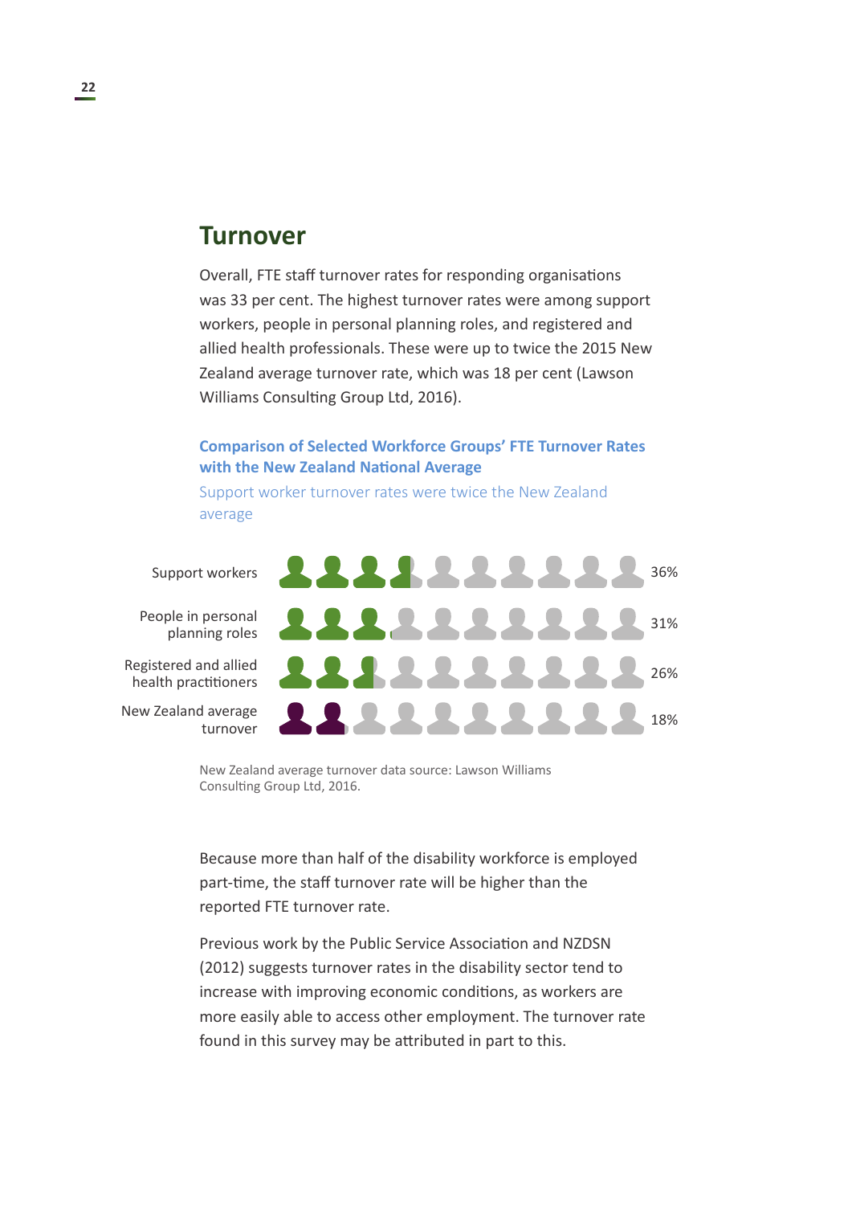## Turnover

Overall, FTE staff turnover rates for responding organisations was 33 per cent. The highest turnover rates were among support workers, people in personal planning roles, and registered and allied health professionals. These were up to twice the 2015 New Zealand average turnover rate, which was 18 per cent (Lawson Williams Consulting Group Ltd, 2016).

### Comparison of Selected Workforce Groups' FTE Turnover Rates with the New Zealand National Average

Support worker turnover rates were twice the New Zealand average

| Group | Turnover |
|---|---|
| Support workers | 36% |
| People in personal planning roles | 31% |
| Registered and allied health practitioners | 26% |
| New Zealand average turnover | 18% |

New Zealand average turnover data source: Lawson Williams Consulting Group Ltd, 2016.

Because more than half of the disability workforce is employed part-time, the staff turnover rate will be higher than the reported FTE turnover rate.

Previous work by the Public Service Association and NZDSN (2012) suggests turnover rates in the disability sector tend to increase with improving economic conditions, as workers are more easily able to access other employment. The turnover rate found in this survey may be attributed in part to this.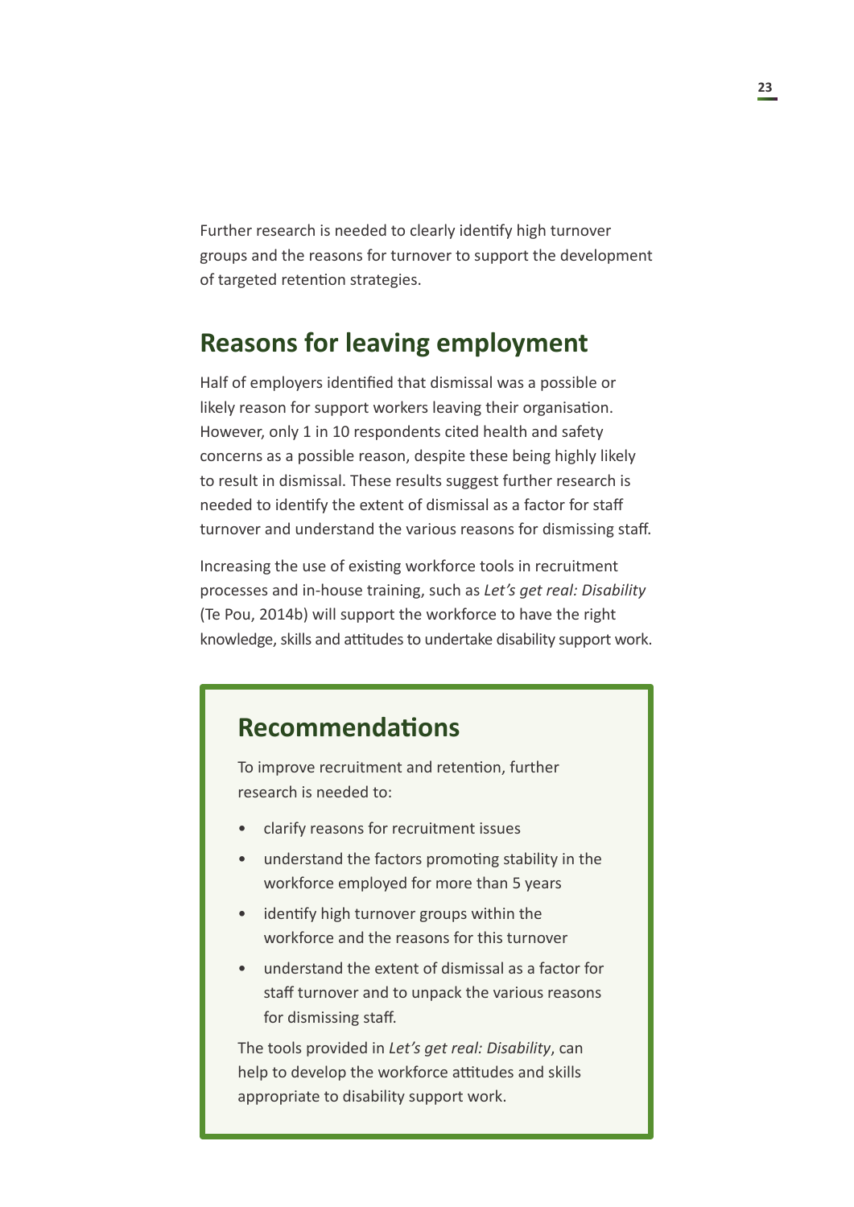Further research is needed to clearly identify high turnover groups and the reasons for turnover to support the development of targeted retention strategies.

## Reasons for leaving employment

Half of employers identified that dismissal was a possible or likely reason for support workers leaving their organisation. However, only 1 in 10 respondents cited health and safety concerns as a possible reason, despite these being highly likely to result in dismissal. These results suggest further research is needed to identify the extent of dismissal as a factor for staff turnover and understand the various reasons for dismissing staff.

Increasing the use of existing workforce tools in recruitment processes and in-house training, such as *Let's get real: Disability* (Te Pou, 2014b) will support the workforce to have the right knowledge, skills and attitudes to undertake disability support work.

## Recommendations

To improve recruitment and retention, further research is needed to:

- clarify reasons for recruitment issues
- understand the factors promoting stability in the workforce employed for more than 5 years
- identify high turnover groups within the workforce and the reasons for this turnover
- understand the extent of dismissal as a factor for staff turnover and to unpack the various reasons for dismissing staff.

The tools provided in *Let's get real: Disability*, can help to develop the workforce attitudes and skills appropriate to disability support work.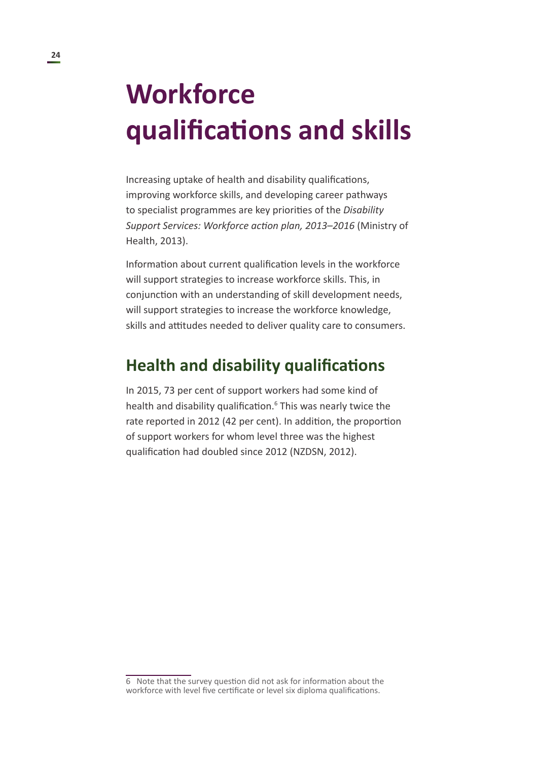# Workforce qualifications and skills

Increasing uptake of health and disability qualifications, improving workforce skills, and developing career pathways to specialist programmes are key priorities of the *Disability Support Services: Workforce action plan, 2013–2016* (Ministry of Health, 2013).

Information about current qualification levels in the workforce will support strategies to increase workforce skills. This, in conjunction with an understanding of skill development needs, will support strategies to increase the workforce knowledge, skills and attitudes needed to deliver quality care to consumers.

## Health and disability qualifications

In 2015, 73 per cent of support workers had some kind of health and disability qualification.[6] This was nearly twice the rate reported in 2012 (42 per cent). In addition, the proportion of support workers for whom level three was the highest qualification had doubled since 2012 (NZDSN, 2012).

6 Note that the survey question did not ask for information about the workforce with level five certificate or level six diploma qualifications.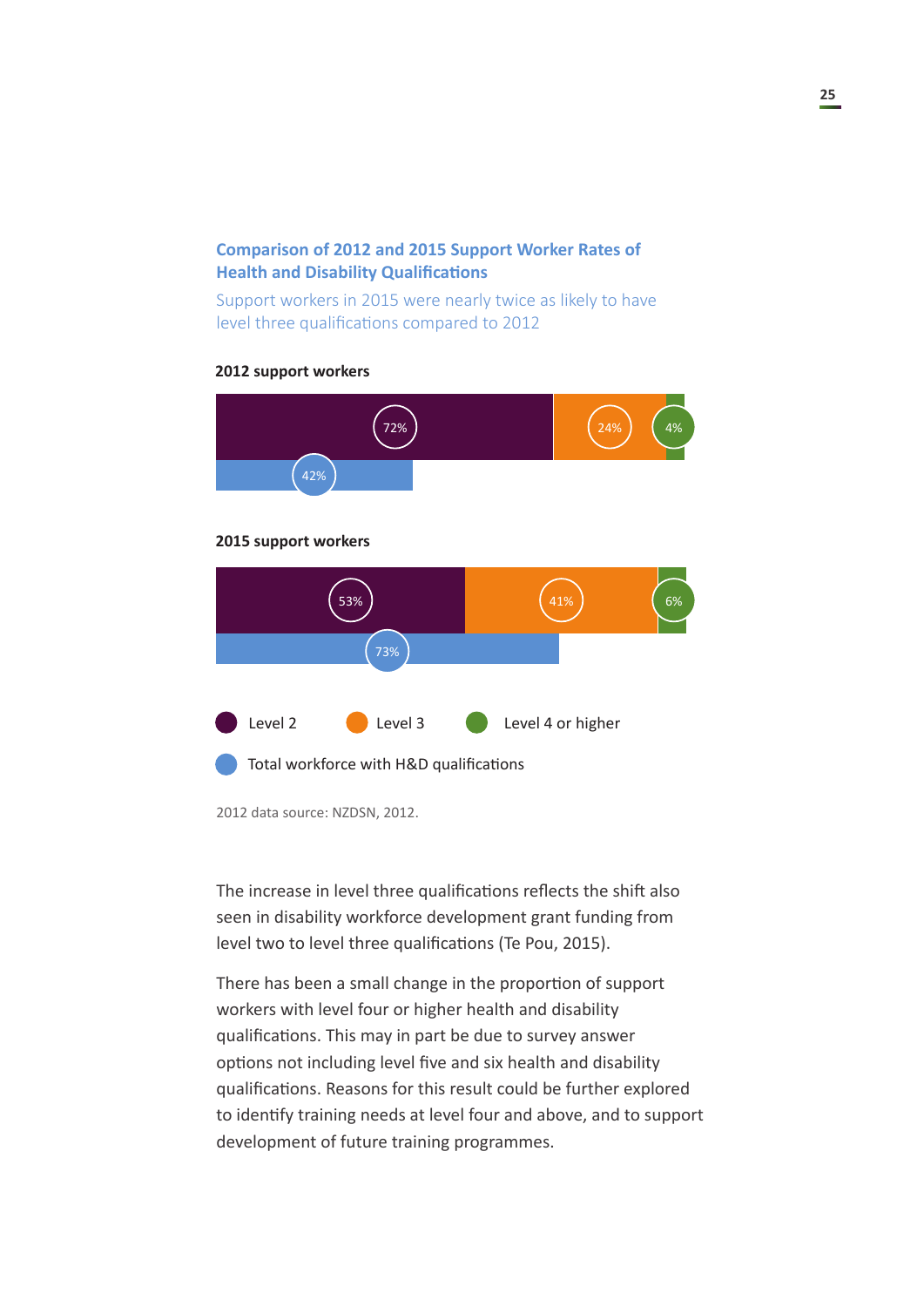### Comparison of 2012 and 2015 Support Worker Rates of Health and Disability Qualifications

Support workers in 2015 were nearly twice as likely to have level three qualifications compared to 2012

**2012 support workers**

| Level 2 | Level 3 | Level 4 or higher | Total workforce with H&D qualifications |
|---|---|---|---|
| 72% | 24% | 4% | 42% |

**2015 support workers**

| Level 2 | Level 3 | Level 4 or higher | Total workforce with H&D qualifications |
|---|---|---|---|
| 53% | 41% | 6% | 73% |

2012 data source: NZDSN, 2012.

The increase in level three qualifications reflects the shift also seen in disability workforce development grant funding from level two to level three qualifications (Te Pou, 2015).

There has been a small change in the proportion of support workers with level four or higher health and disability qualifications. This may in part be due to survey answer options not including level five and six health and disability qualifications. Reasons for this result could be further explored to identify training needs at level four and above, and to support development of future training programmes.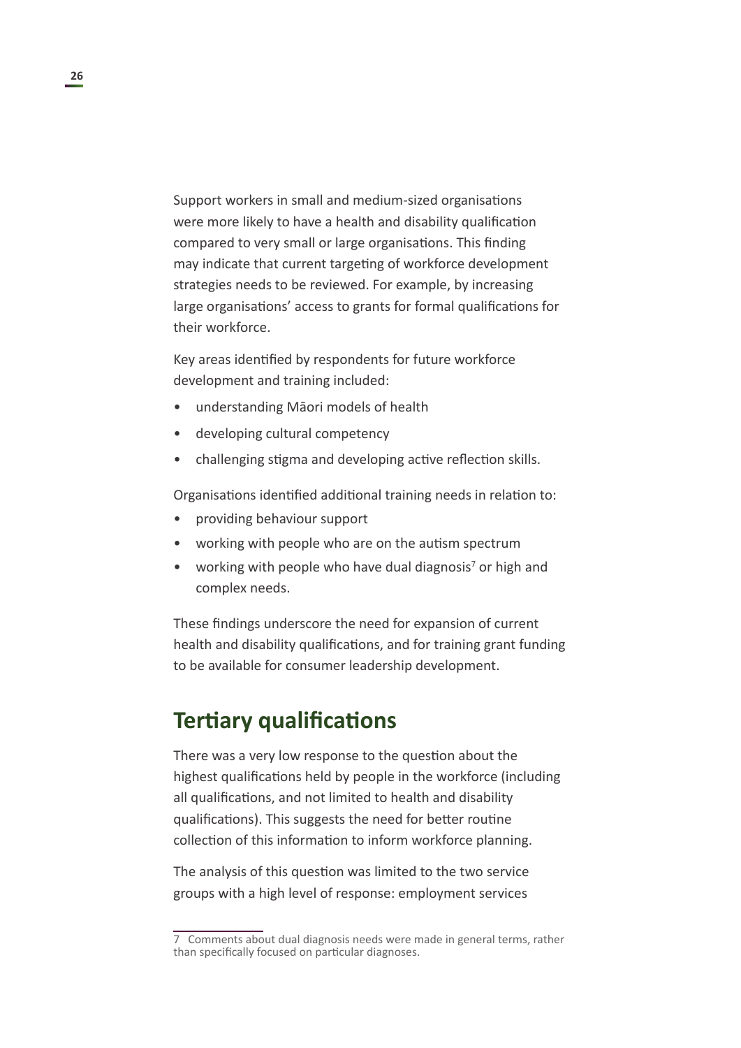Support workers in small and medium-sized organisations were more likely to have a health and disability qualification compared to very small or large organisations. This finding may indicate that current targeting of workforce development strategies needs to be reviewed. For example, by increasing large organisations' access to grants for formal qualifications for their workforce.

Key areas identified by respondents for future workforce development and training included:

- understanding Māori models of health
- developing cultural competency
- challenging stigma and developing active reflection skills.

Organisations identified additional training needs in relation to:

- providing behaviour support
- working with people who are on the autism spectrum
- working with people who have dual diagnosis[7] or high and complex needs.

These findings underscore the need for expansion of current health and disability qualifications, and for training grant funding to be available for consumer leadership development.

## Tertiary qualifications

There was a very low response to the question about the highest qualifications held by people in the workforce (including all qualifications, and not limited to health and disability qualifications). This suggests the need for better routine collection of this information to inform workforce planning.

The analysis of this question was limited to the two service groups with a high level of response: employment services

---

7 Comments about dual diagnosis needs were made in general terms, rather than specifically focused on particular diagnoses.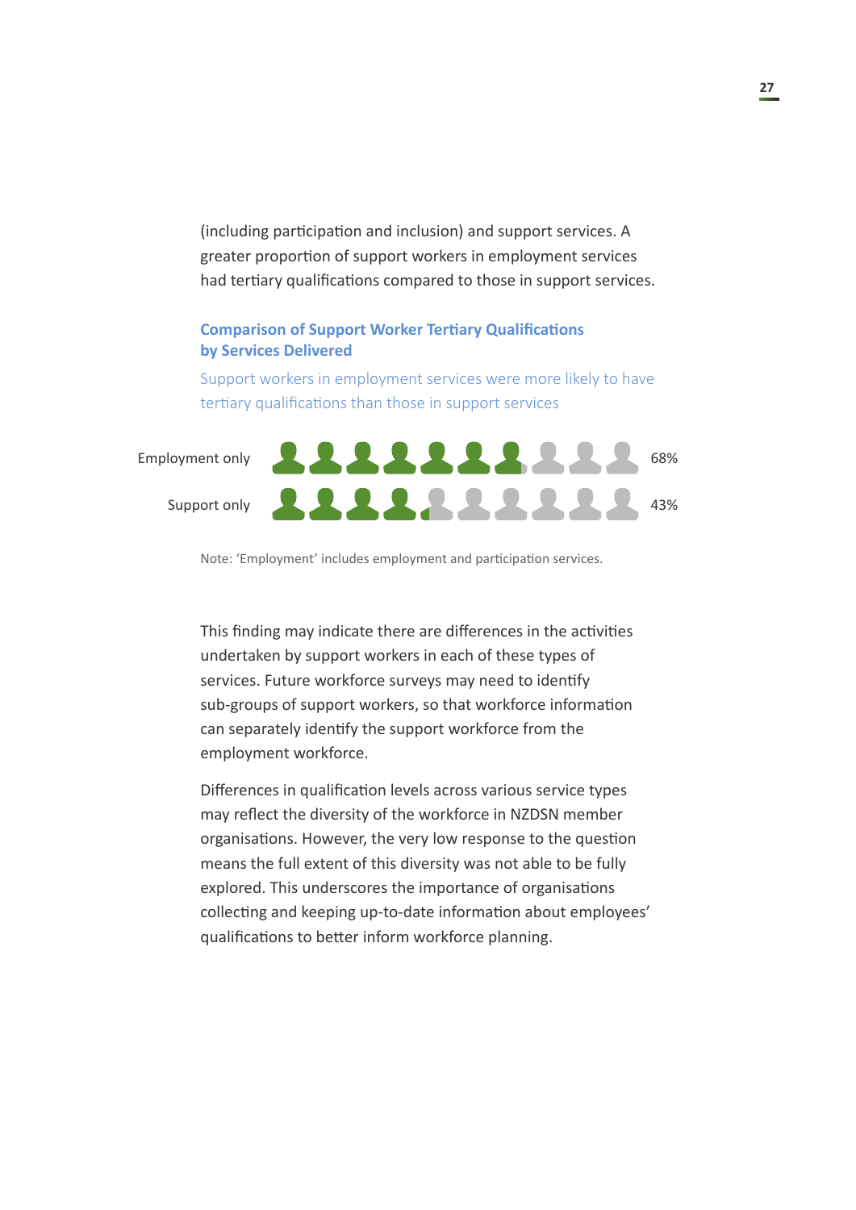(including participation and inclusion) and support services. A greater proportion of support workers in employment services had tertiary qualifications compared to those in support services.

### Comparison of Support Worker Tertiary Qualifications by Services Delivered

Support workers in employment services were more likely to have tertiary qualifications than those in support services

| | |
|---|---|
| Employment only | 68% |
| Support only | 43% |

Note: 'Employment' includes employment and participation services.

This finding may indicate there are differences in the activities undertaken by support workers in each of these types of services. Future workforce surveys may need to identify sub-groups of support workers, so that workforce information can separately identify the support workforce from the employment workforce.

Differences in qualification levels across various service types may reflect the diversity of the workforce in NZDSN member organisations. However, the very low response to the question means the full extent of this diversity was not able to be fully explored. This underscores the importance of organisations collecting and keeping up-to-date information about employees' qualifications to better inform workforce planning.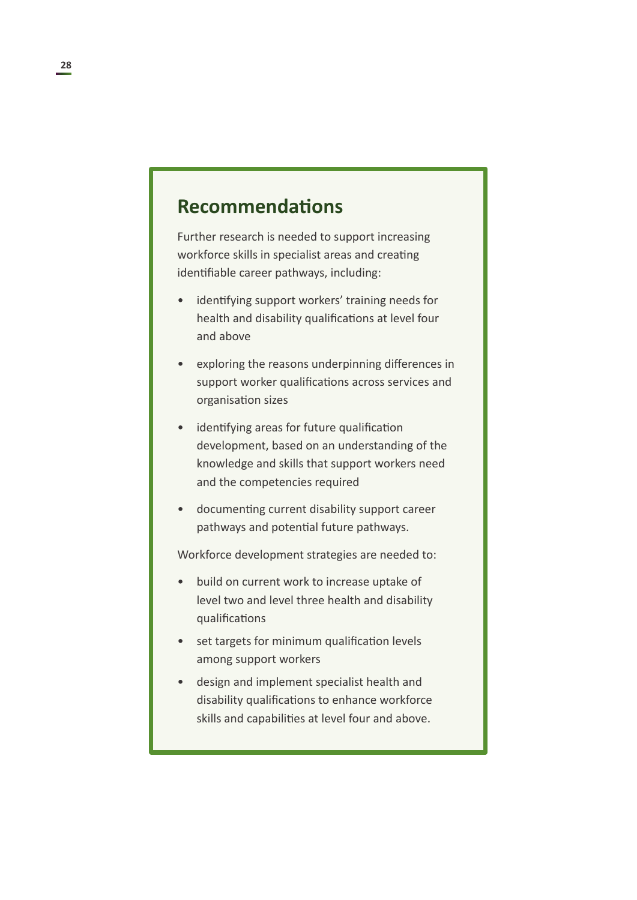## Recommendations

Further research is needed to support increasing workforce skills in specialist areas and creating identifiable career pathways, including:

- identifying support workers' training needs for health and disability qualifications at level four and above
- exploring the reasons underpinning differences in support worker qualifications across services and organisation sizes
- identifying areas for future qualification development, based on an understanding of the knowledge and skills that support workers need and the competencies required
- documenting current disability support career pathways and potential future pathways.

Workforce development strategies are needed to:

- build on current work to increase uptake of level two and level three health and disability qualifications
- set targets for minimum qualification levels among support workers
- design and implement specialist health and disability qualifications to enhance workforce skills and capabilities at level four and above.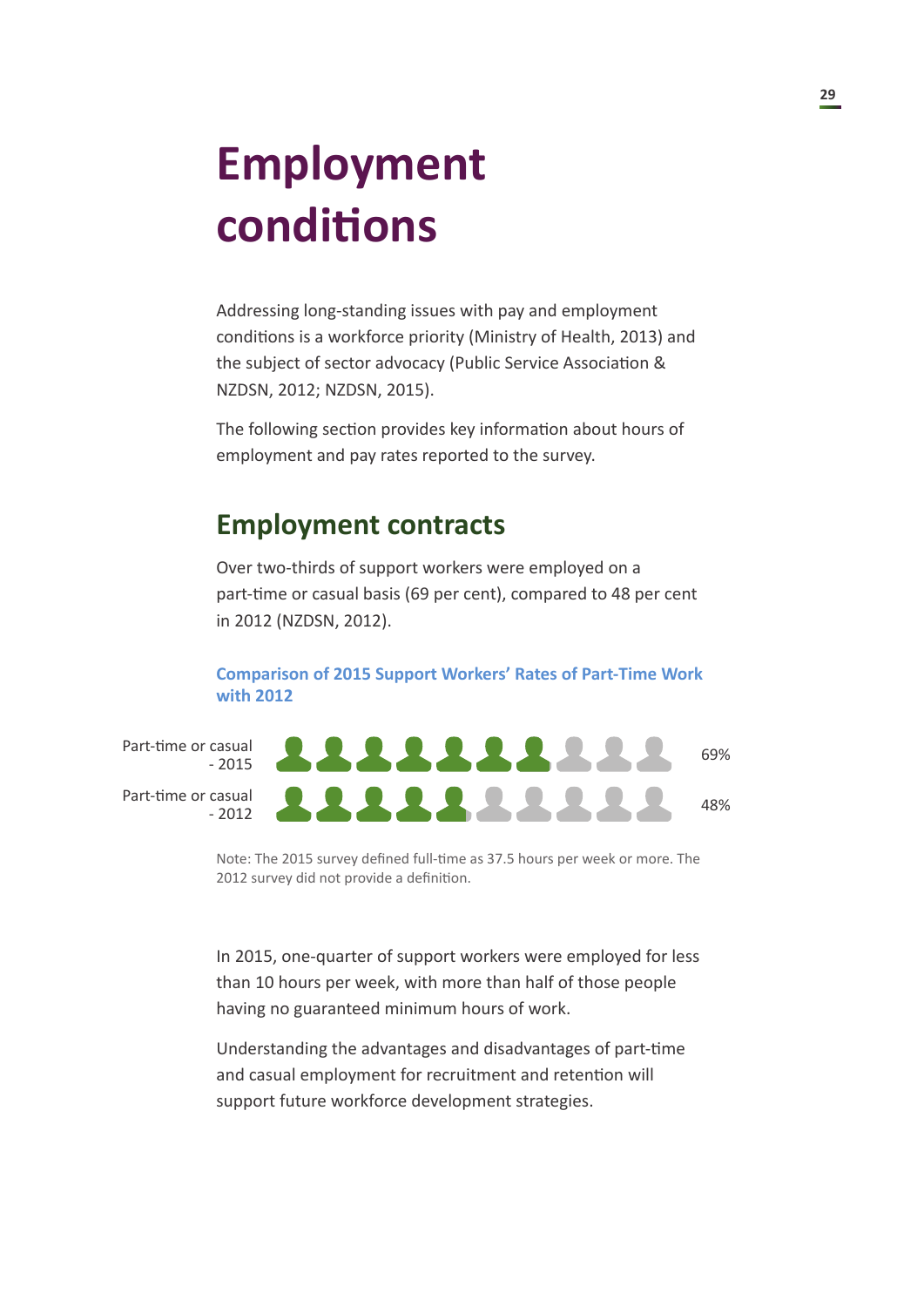# Employment conditions

Addressing long-standing issues with pay and employment conditions is a workforce priority (Ministry of Health, 2013) and the subject of sector advocacy (Public Service Association & NZDSN, 2012; NZDSN, 2015).

The following section provides key information about hours of employment and pay rates reported to the survey.

## Employment contracts

Over two-thirds of support workers were employed on a part-time or casual basis (69 per cent), compared to 48 per cent in 2012 (NZDSN, 2012).

### Comparison of 2015 Support Workers' Rates of Part-Time Work with 2012

| | |
|---|---|
| Part-time or casual - 2015 | 69% |
| Part-time or casual - 2012 | 48% |

Note: The 2015 survey defined full-time as 37.5 hours per week or more. The 2012 survey did not provide a definition.

In 2015, one-quarter of support workers were employed for less than 10 hours per week, with more than half of those people having no guaranteed minimum hours of work.

Understanding the advantages and disadvantages of part-time and casual employment for recruitment and retention will support future workforce development strategies.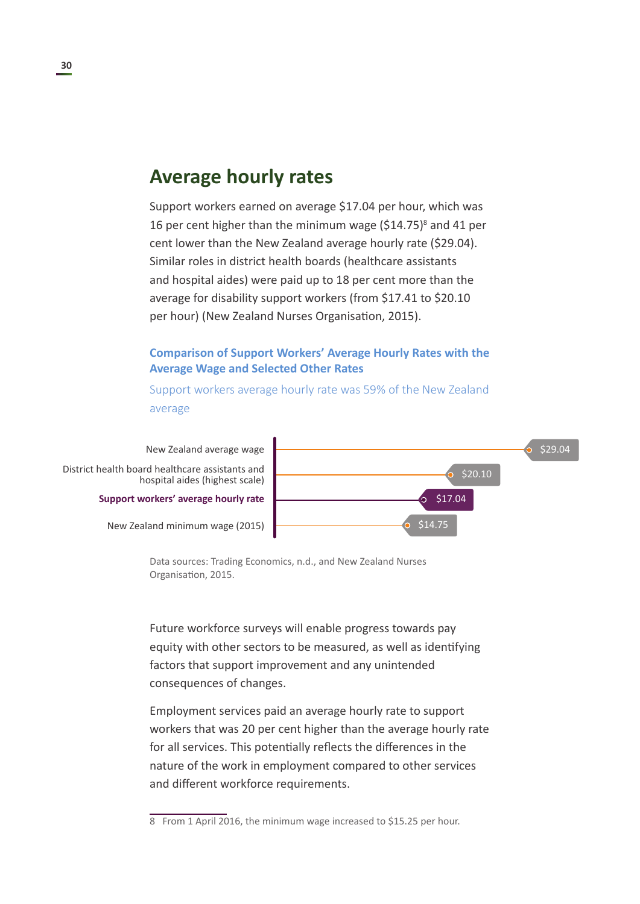## Average hourly rates

Support workers earned on average $17.04 per hour, which was 16 per cent higher than the minimum wage ($14.75)[8] and 41 per cent lower than the New Zealand average hourly rate ($29.04). Similar roles in district health boards (healthcare assistants and hospital aides) were paid up to 18 per cent more than the average for disability support workers (from $17.41 to $20.10 per hour) (New Zealand Nurses Organisation, 2015).

### Comparison of Support Workers' Average Hourly Rates with the Average Wage and Selected Other Rates

Support workers average hourly rate was 59% of the New Zealand average

| Category | Hourly rate |
|---|---|
| New Zealand average wage | $29.04 |
| District health board healthcare assistants and hospital aides (highest scale) | $20.10 |
| **Support workers' average hourly rate** | $17.04 |
| New Zealand minimum wage (2015) | $14.75 |

Data sources: Trading Economics, n.d., and New Zealand Nurses Organisation, 2015.

Future workforce surveys will enable progress towards pay equity with other sectors to be measured, as well as identifying factors that support improvement and any unintended consequences of changes.

Employment services paid an average hourly rate to support workers that was 20 per cent higher than the average hourly rate for all services. This potentially reflects the differences in the nature of the work in employment compared to other services and different workforce requirements.

8 From 1 April 2016, the minimum wage increased to $15.25 per hour.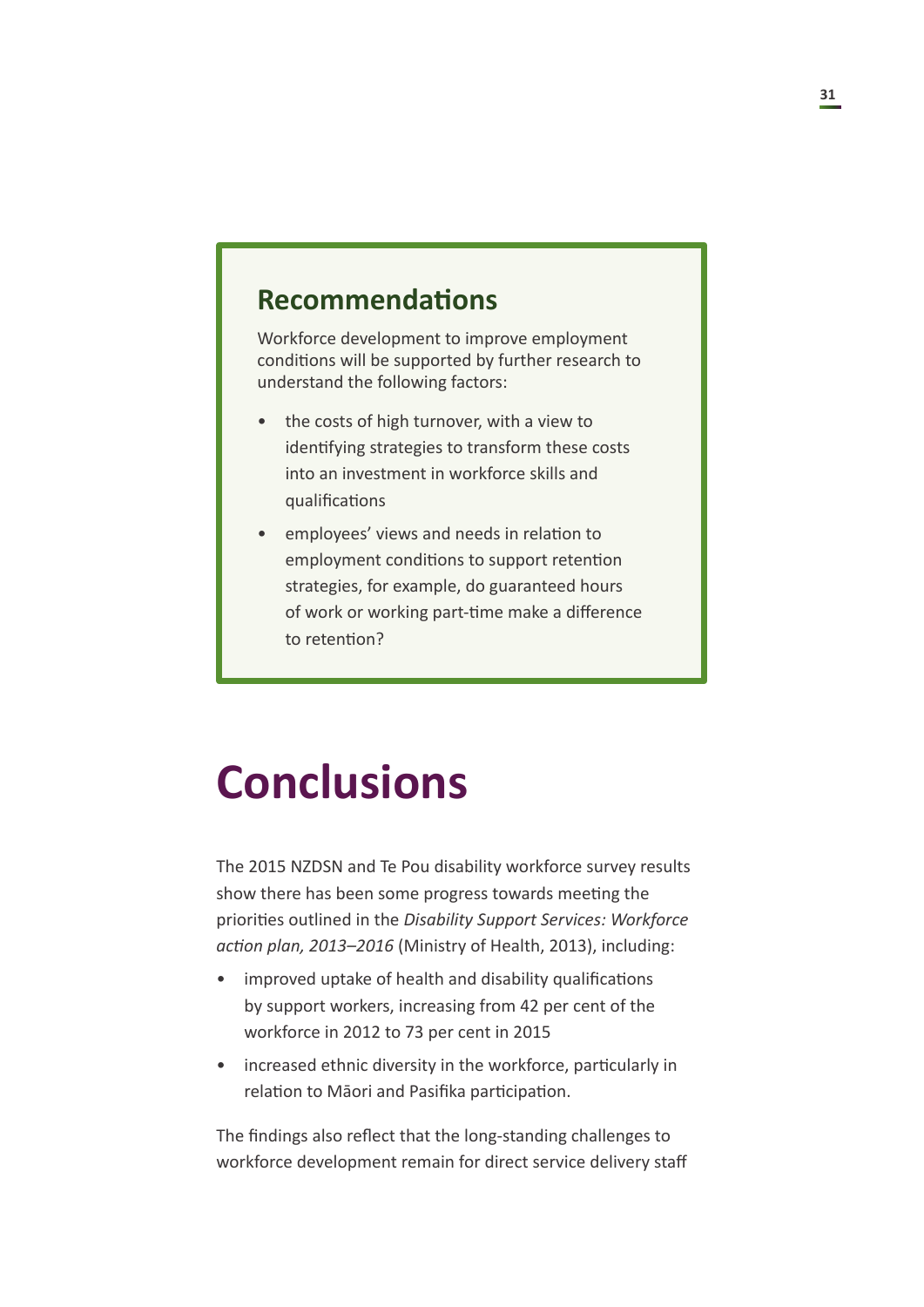## Recommendations

Workforce development to improve employment conditions will be supported by further research to understand the following factors:

- the costs of high turnover, with a view to identifying strategies to transform these costs into an investment in workforce skills and qualifications
- employees' views and needs in relation to employment conditions to support retention strategies, for example, do guaranteed hours of work or working part-time make a difference to retention?

# Conclusions

The 2015 NZDSN and Te Pou disability workforce survey results show there has been some progress towards meeting the priorities outlined in the *Disability Support Services: Workforce action plan, 2013–2016* (Ministry of Health, 2013), including:

- improved uptake of health and disability qualifications by support workers, increasing from 42 per cent of the workforce in 2012 to 73 per cent in 2015
- increased ethnic diversity in the workforce, particularly in relation to Māori and Pasifika participation.

The findings also reflect that the long-standing challenges to workforce development remain for direct service delivery staff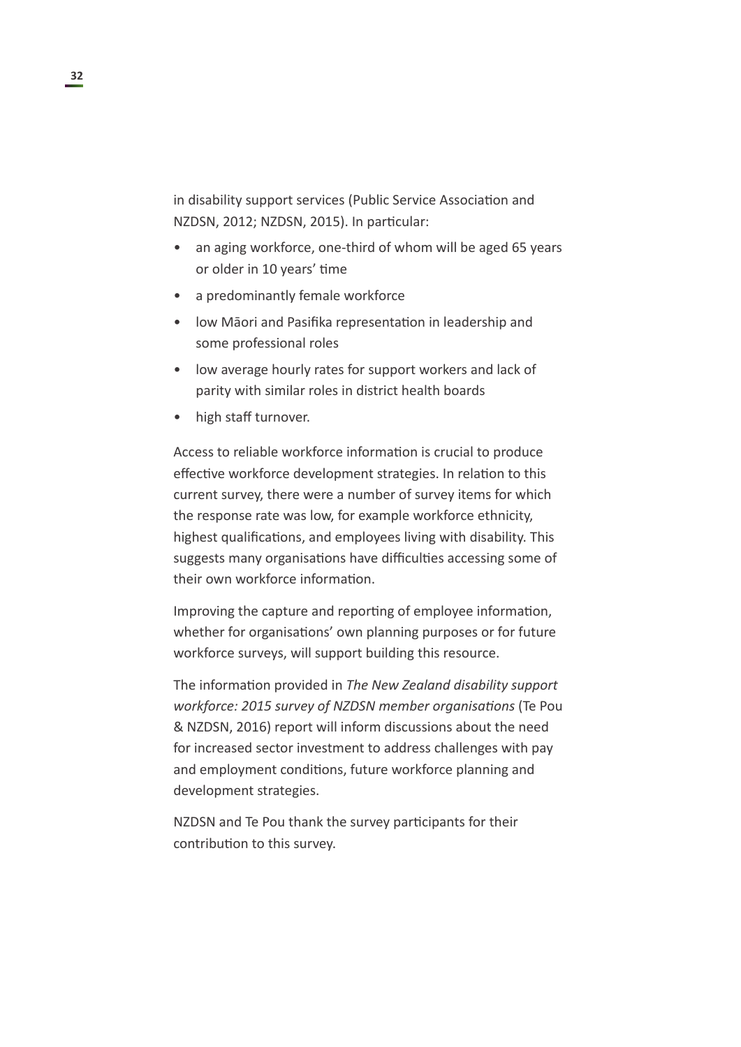in disability support services (Public Service Association and NZDSN, 2012; NZDSN, 2015). In particular:

- an aging workforce, one-third of whom will be aged 65 years or older in 10 years' time
- a predominantly female workforce
- low Māori and Pasifika representation in leadership and some professional roles
- low average hourly rates for support workers and lack of parity with similar roles in district health boards
- high staff turnover.

Access to reliable workforce information is crucial to produce effective workforce development strategies. In relation to this current survey, there were a number of survey items for which the response rate was low, for example workforce ethnicity, highest qualifications, and employees living with disability. This suggests many organisations have difficulties accessing some of their own workforce information.

Improving the capture and reporting of employee information, whether for organisations' own planning purposes or for future workforce surveys, will support building this resource.

The information provided in *The New Zealand disability support workforce: 2015 survey of NZDSN member organisations* (Te Pou & NZDSN, 2016) report will inform discussions about the need for increased sector investment to address challenges with pay and employment conditions, future workforce planning and development strategies.

NZDSN and Te Pou thank the survey participants for their contribution to this survey.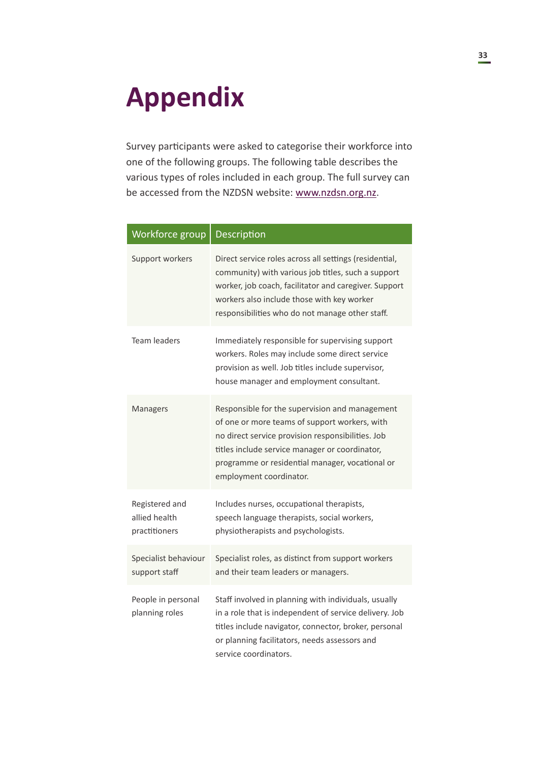# Appendix

Survey participants were asked to categorise their workforce into one of the following groups. The following table describes the various types of roles included in each group. The full survey can be accessed from the NZDSN website: [www.nzdsn.org.nz](http://www.nzdsn.org.nz).

| Workforce group | Description |
|---|---|
| Support workers | Direct service roles across all settings (residential, community) with various job titles, such a support worker, job coach, facilitator and caregiver. Support workers also include those with key worker responsibilities who do not manage other staff. |
| Team leaders | Immediately responsible for supervising support workers. Roles may include some direct service provision as well. Job titles include supervisor, house manager and employment consultant. |
| Managers | Responsible for the supervision and management of one or more teams of support workers, with no direct service provision responsibilities. Job titles include service manager or coordinator, programme or residential manager, vocational or employment coordinator. |
| Registered and allied health practitioners | Includes nurses, occupational therapists, speech language therapists, social workers, physiotherapists and psychologists. |
| Specialist behaviour support staff | Specialist roles, as distinct from support workers and their team leaders or managers. |
| People in personal planning roles | Staff involved in planning with individuals, usually in a role that is independent of service delivery. Job titles include navigator, connector, broker, personal or planning facilitators, needs assessors and service coordinators. |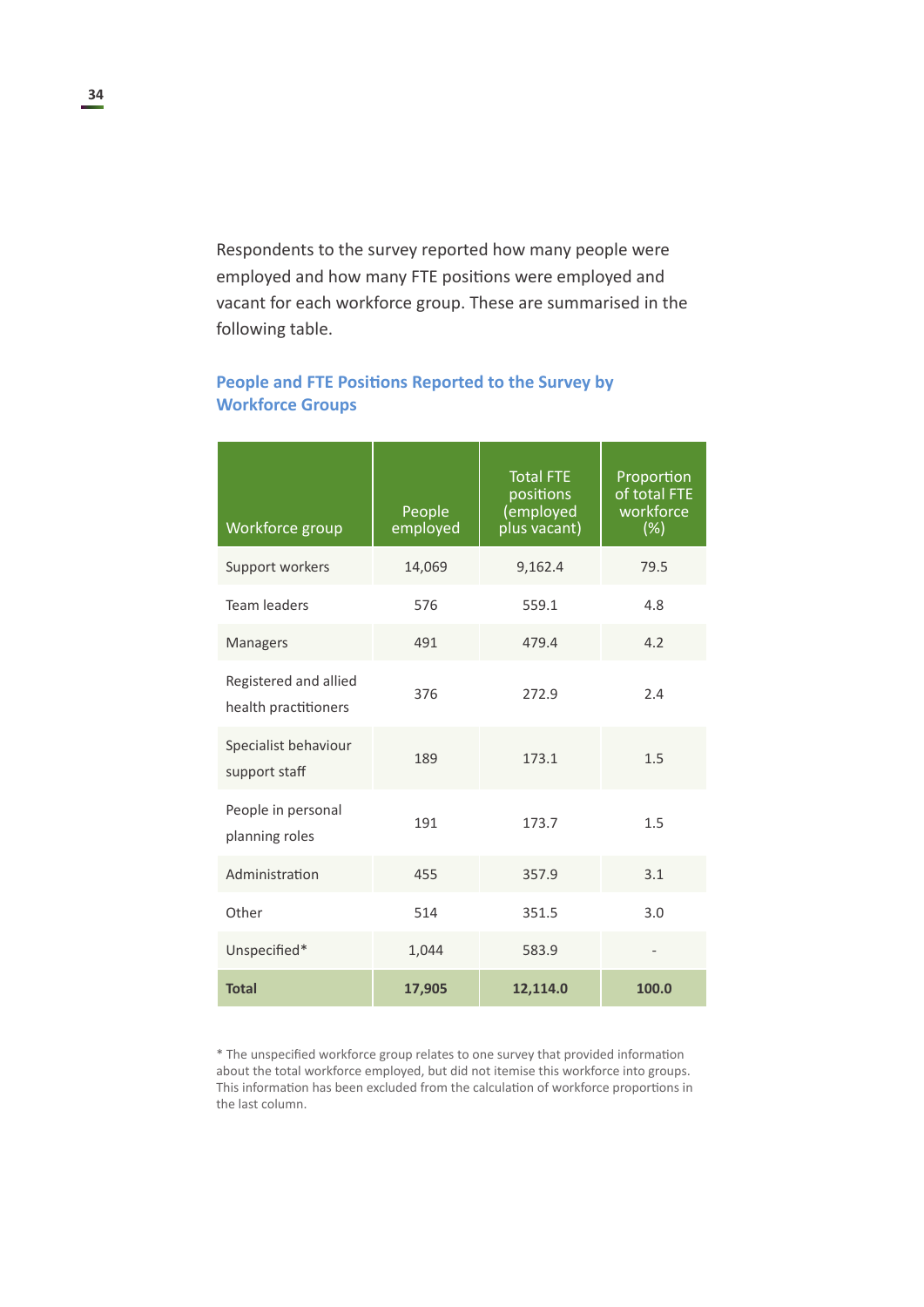Respondents to the survey reported how many people were employed and how many FTE positions were employed and vacant for each workforce group. These are summarised in the following table.

### People and FTE Positions Reported to the Survey by Workforce Groups

| Workforce group | People employed | Total FTE positions (employed plus vacant) | Proportion of total FTE workforce (%) |
|---|---|---|---|
| Support workers | 14,069 | 9,162.4 | 79.5 |
| Team leaders | 576 | 559.1 | 4.8 |
| Managers | 491 | 479.4 | 4.2 |
| Registered and allied health practitioners | 376 | 272.9 | 2.4 |
| Specialist behaviour support staff | 189 | 173.1 | 1.5 |
| People in personal planning roles | 191 | 173.7 | 1.5 |
| Administration | 455 | 357.9 | 3.1 |
| Other | 514 | 351.5 | 3.0 |
| Unspecified* | 1,044 | 583.9 | - |
| **Total** | **17,905** | **12,114.0** | **100.0** |

* The unspecified workforce group relates to one survey that provided information about the total workforce employed, but did not itemise this workforce into groups. This information has been excluded from the calculation of workforce proportions in the last column.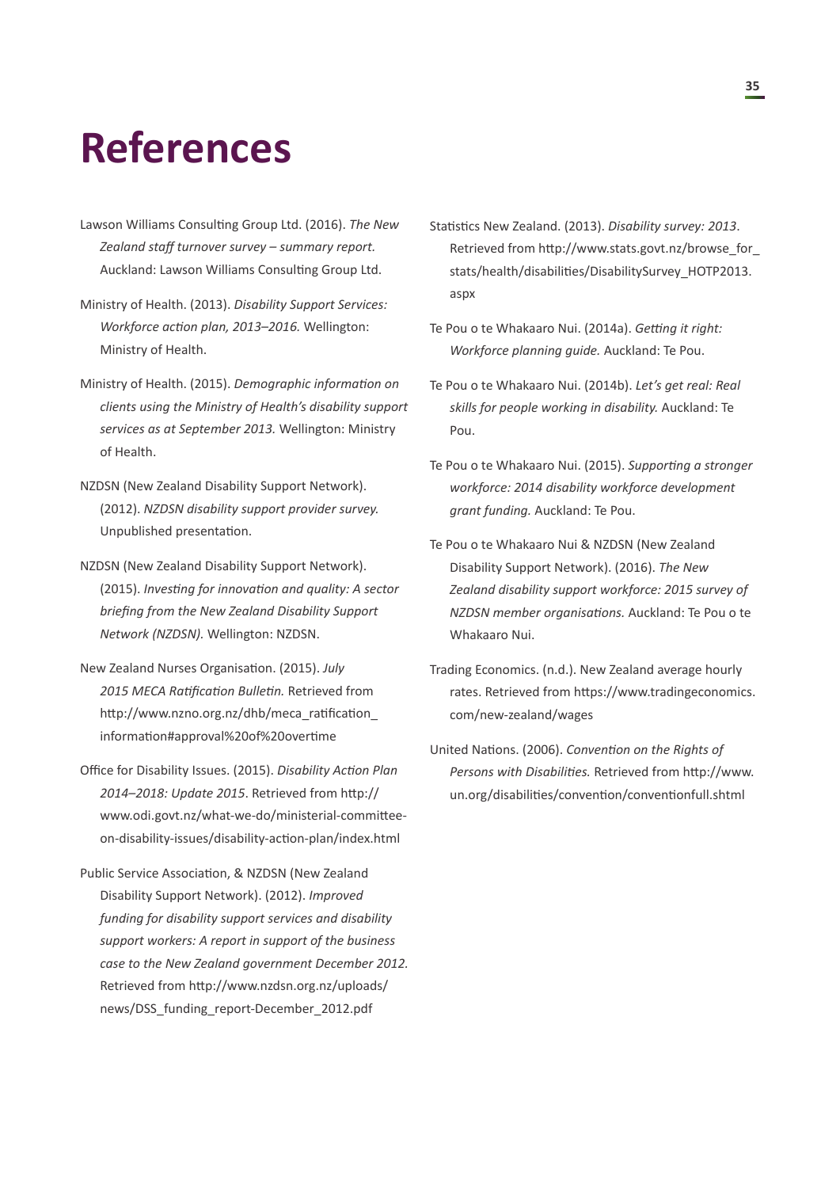# References

Lawson Williams Consulting Group Ltd. (2016). *The New Zealand staff turnover survey – summary report.* Auckland: Lawson Williams Consulting Group Ltd.

Ministry of Health. (2013). *Disability Support Services: Workforce action plan, 2013–2016.* Wellington: Ministry of Health.

Ministry of Health. (2015). *Demographic information on clients using the Ministry of Health's disability support services as at September 2013.* Wellington: Ministry of Health.

NZDSN (New Zealand Disability Support Network). (2012). *NZDSN disability support provider survey.* Unpublished presentation.

NZDSN (New Zealand Disability Support Network). (2015). *Investing for innovation and quality: A sector briefing from the New Zealand Disability Support Network (NZDSN).* Wellington: NZDSN.

New Zealand Nurses Organisation. (2015). *July 2015 MECA Ratification Bulletin.* Retrieved from http://www.nzno.org.nz/dhb/meca_ratification_information#approval%20of%20overtime

Office for Disability Issues. (2015). *Disability Action Plan 2014–2018: Update 2015*. Retrieved from http://www.odi.govt.nz/what-we-do/ministerial-committee-on-disability-issues/disability-action-plan/index.html

Public Service Association, & NZDSN (New Zealand Disability Support Network). (2012). *Improved funding for disability support services and disability support workers: A report in support of the business case to the New Zealand government December 2012.* Retrieved from http://www.nzdsn.org.nz/uploads/news/DSS_funding_report-December_2012.pdf

Statistics New Zealand. (2013). *Disability survey: 2013*. Retrieved from http://www.stats.govt.nz/browse_for_stats/health/disabilities/DisabilitySurvey_HOTP2013.aspx

Te Pou o te Whakaaro Nui. (2014a). *Getting it right: Workforce planning guide.* Auckland: Te Pou.

Te Pou o te Whakaaro Nui. (2014b). *Let's get real: Real skills for people working in disability.* Auckland: Te Pou.

Te Pou o te Whakaaro Nui. (2015). *Supporting a stronger workforce: 2014 disability workforce development grant funding.* Auckland: Te Pou.

Te Pou o te Whakaaro Nui & NZDSN (New Zealand Disability Support Network). (2016). *The New Zealand disability support workforce: 2015 survey of NZDSN member organisations.* Auckland: Te Pou o te Whakaaro Nui.

Trading Economics. (n.d.). New Zealand average hourly rates. Retrieved from https://www.tradingeconomics.com/new-zealand/wages

United Nations. (2006). *Convention on the Rights of Persons with Disabilities.* Retrieved from http://www.un.org/disabilities/convention/conventionfull.shtml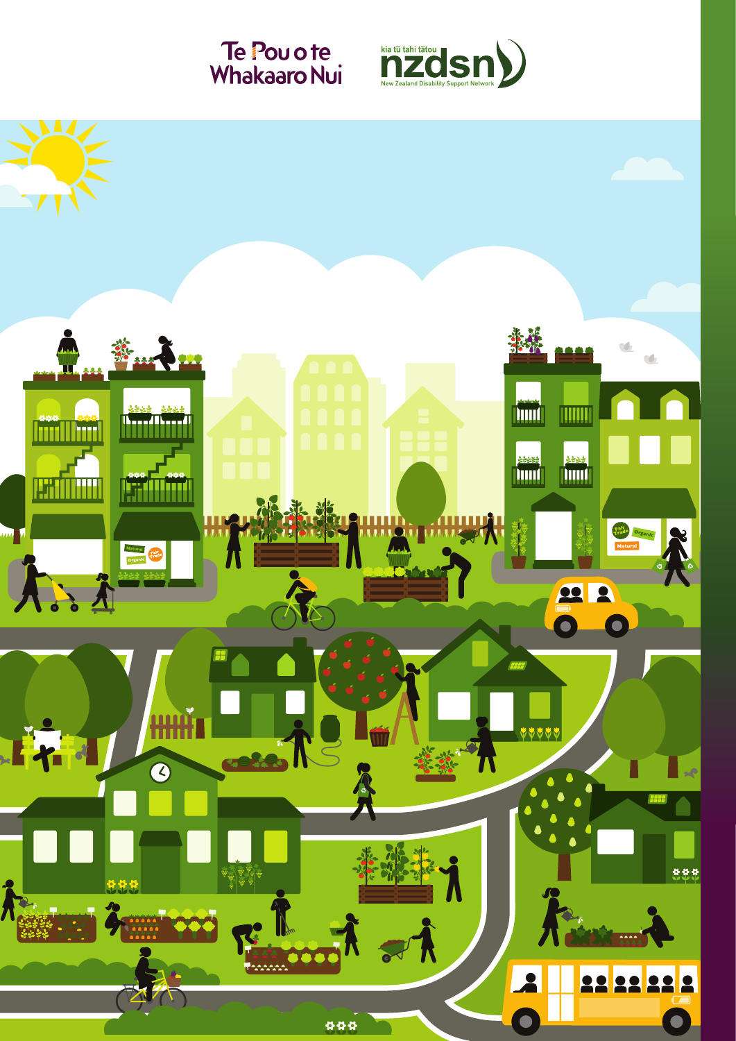Te Pou o te Whakaaro Nui

kia tū tahi tātou

nzdsn

New Zealand Disability Support Network